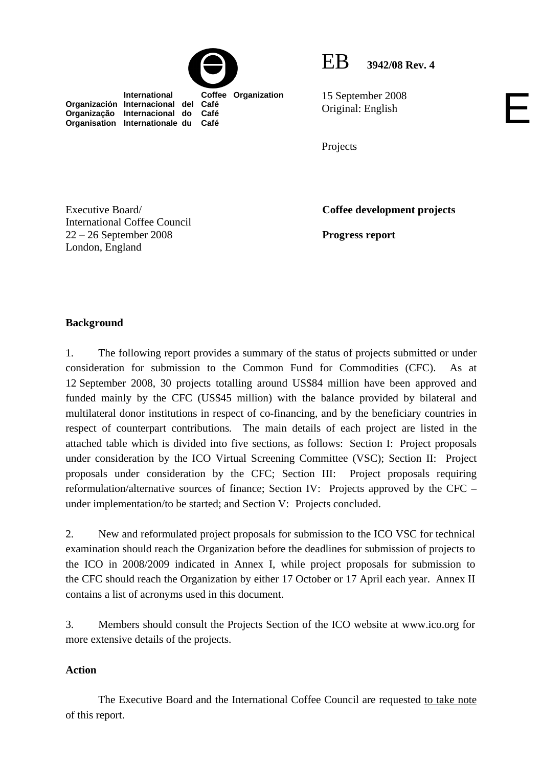International Coffee Organization
Organización Internacional del Café
Organização Internacional do Café
Organisation Internationale du Café

EB 3942/08 Rev. 4

15 September 2008
Original: English

E

Projects

Executive Board/
International Coffee Council
22 – 26 September 2008
London, England

**Coffee development projects**

**Progress report**

**Background**

1. The following report provides a summary of the status of projects submitted or under consideration for submission to the Common Fund for Commodities (CFC). As at 12 September 2008, 30 projects totalling around US$84 million have been approved and funded mainly by the CFC (US$45 million) with the balance provided by bilateral and multilateral donor institutions in respect of co-financing, and by the beneficiary countries in respect of counterpart contributions. The main details of each project are listed in the attached table which is divided into five sections, as follows: Section I: Project proposals under consideration by the ICO Virtual Screening Committee (VSC); Section II: Project proposals under consideration by the CFC; Section III: Project proposals requiring reformulation/alternative sources of finance; Section IV: Projects approved by the CFC – under implementation/to be started; and Section V: Projects concluded.

2. New and reformulated project proposals for submission to the ICO VSC for technical examination should reach the Organization before the deadlines for submission of projects to the ICO in 2008/2009 indicated in Annex I, while project proposals for submission to the CFC should reach the Organization by either 17 October or 17 April each year. Annex II contains a list of acronyms used in this document.

3. Members should consult the Projects Section of the ICO website at www.ico.org for more extensive details of the projects.

**Action**

The Executive Board and the International Coffee Council are requested to take note of this report.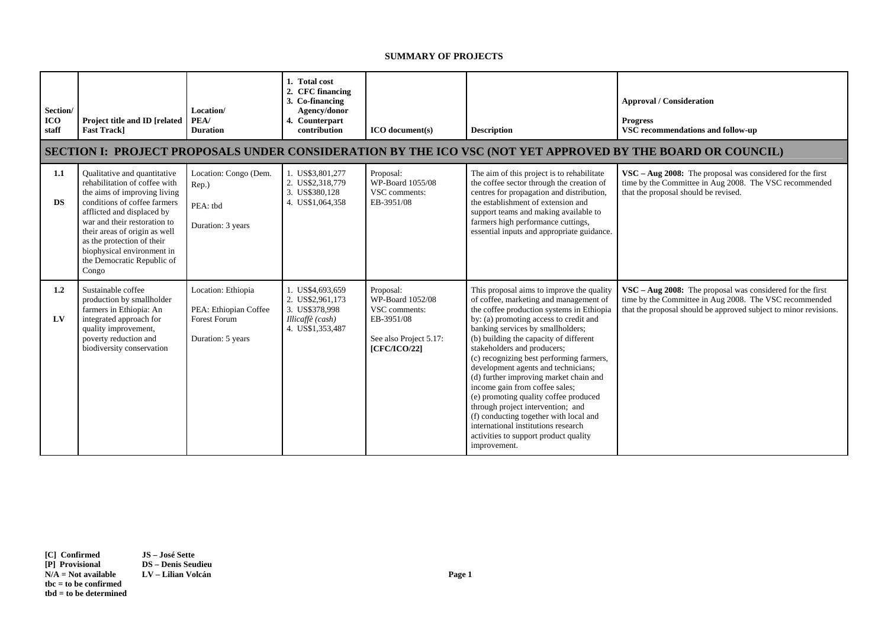**SUMMARY OF PROJECTS**

| Section/ ICO staff | Project title and ID [related Fast Track] | Location/ PEA/ Duration | 1. Total cost 2. CFC financing 3. Co-financing Agency/donor 4. Counterpart contribution | ICO document(s) | Description | Approval / Consideration Progress VSC recommendations and follow-up |
|---|---|---|---|---|---|---|
| **SECTION I: PROJECT PROPOSALS UNDER CONSIDERATION BY THE ICO VSC (NOT YET APPROVED BY THE BOARD OR COUNCIL)** | | | | | | |
| **1.1** **DS** | Qualitative and quantitative rehabilitation of coffee with the aims of improving living conditions of coffee farmers afflicted and displaced by war and their restoration to their areas of origin as well as the protection of their biophysical environment in the Democratic Republic of Congo | Location: Congo (Dem. Rep.) PEA: tbd Duration: 3 years | 1. US$3,801,277 2. US$2,318,779 3. US$380,128 4. US$1,064,358 | Proposal: WP-Board 1055/08 VSC comments: EB-3951/08 | The aim of this project is to rehabilitate the coffee sector through the creation of centres for propagation and distribution, the establishment of extension and support teams and making available to farmers high performance cuttings, essential inputs and appropriate guidance. | **VSC – Aug 2008:** The proposal was considered for the first time by the Committee in Aug 2008. The VSC recommended that the proposal should be revised. |
| **1.2** **LV** | Sustainable coffee production by smallholder farmers in Ethiopia: An integrated approach for quality improvement, poverty reduction and biodiversity conservation | Location: Ethiopia PEA: Ethiopian Coffee Forest Forum Duration: 5 years | 1. US$4,693,659 2. US$2,961,173 3. US$378,998 *Illicaffè (cash)* 4. US$1,353,487 | Proposal: WP-Board 1052/08 VSC comments: EB-3951/08 See also Project 5.17: **[CFC/ICO/22]** | This proposal aims to improve the quality of coffee, marketing and management of the coffee production systems in Ethiopia by: (a) promoting access to credit and banking services by smallholders; (b) building the capacity of different stakeholders and producers; (c) recognizing best performing farmers, development agents and technicians; (d) further improving market chain and income gain from coffee sales; (e) promoting quality coffee produced through project intervention; and (f) conducting together with local and international institutions research activities to support product quality improvement. | **VSC – Aug 2008:** The proposal was considered for the first time by the Committee in Aug 2008. The VSC recommended that the proposal should be approved subject to minor revisions. |

**[C] Confirmed** **JS – José Sette**
**[P] Provisional** **DS – Denis Seudieu**
**N/A = Not available** **LV – Lilian Volcán**
**tbc = to be confirmed**
**tbd = to be determined**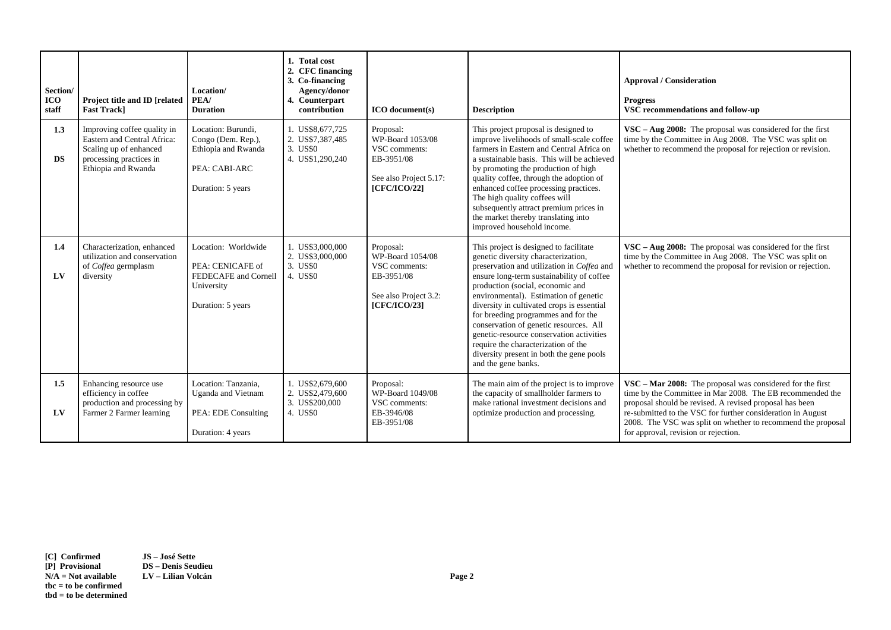| Section/ ICO staff | Project title and ID [related Fast Track] | Location/ PEA/ Duration | 1. Total cost 2. CFC financing 3. Co-financing Agency/donor 4. Counterpart contribution | ICO document(s) | Description | Approval / Consideration Progress VSC recommendations and follow-up |
|---|---|---|---|---|---|---|
| **1.3** **DS** | Improving coffee quality in Eastern and Central Africa: Scaling up of enhanced processing practices in Ethiopia and Rwanda | Location: Burundi, Congo (Dem. Rep.), Ethiopia and Rwanda<br>PEA: CABI-ARC<br>Duration: 5 years | 1. US$8,677,725<br>2. US$7,387,485<br>3. US$0<br>4. US$1,290,240 | Proposal: WP-Board 1053/08<br>VSC comments: EB-3951/08<br>See also Project 5.17: **[CFC/ICO/22]** | This project proposal is designed to improve livelihoods of small-scale coffee farmers in Eastern and Central Africa on a sustainable basis. This will be achieved by promoting the production of high quality coffee, through the adoption of enhanced coffee processing practices. The high quality coffees will subsequently attract premium prices in the market thereby translating into improved household income. | **VSC – Aug 2008:** The proposal was considered for the first time by the Committee in Aug 2008. The VSC was split on whether to recommend the proposal for rejection or revision. |
| **1.4** **LV** | Characterization, enhanced utilization and conservation of *Coffea* germplasm diversity | Location: Worldwide<br>PEA: CENICAFE of FEDECAFE and Cornell University<br>Duration: 5 years | 1. US$3,000,000<br>2. US$3,000,000<br>3. US$0<br>4. US$0 | Proposal: WP-Board 1054/08<br>VSC comments: EB-3951/08<br>See also Project 3.2: **[CFC/ICO/23]** | This project is designed to facilitate genetic diversity characterization, preservation and utilization in *Coffea* and ensure long-term sustainability of coffee production (social, economic and environmental). Estimation of genetic diversity in cultivated crops is essential for breeding programmes and for the conservation of genetic resources. All genetic-resource conservation activities require the characterization of the diversity present in both the gene pools and the gene banks. | **VSC – Aug 2008:** The proposal was considered for the first time by the Committee in Aug 2008. The VSC was split on whether to recommend the proposal for revision or rejection. |
| **1.5** **LV** | Enhancing resource use efficiency in coffee production and processing by Farmer 2 Farmer learning | Location: Tanzania, Uganda and Vietnam<br>PEA: EDE Consulting<br>Duration: 4 years | 1. US$2,679,600<br>2. US$2,479,600<br>3. US$200,000<br>4. US$0 | Proposal: WP-Board 1049/08<br>VSC comments: EB-3946/08<br>EB-3951/08 | The main aim of the project is to improve the capacity of smallholder farmers to make rational investment decisions and optimize production and processing. | **VSC – Mar 2008:** The proposal was considered for the first time by the Committee in Mar 2008. The EB recommended the proposal should be revised. A revised proposal has been re-submitted to the VSC for further consideration in August 2008. The VSC was split on whether to recommend the proposal for approval, revision or rejection. |

**[C] Confirmed**
**[P] Provisional**
**N/A = Not available**
**tbc = to be confirmed**
**tbd = to be determined**

**JS – José Sette**
**DS – Denis Seudieu**
**LV – Lilian Volcán**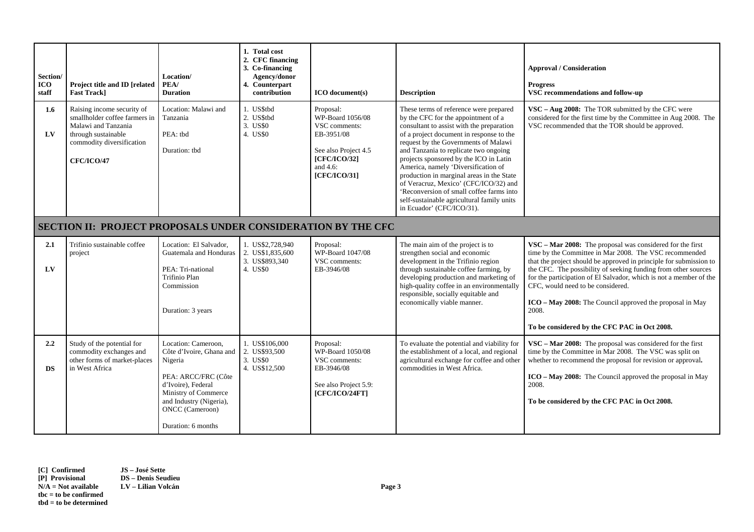| Section/ ICO staff | Project title and ID [related Fast Track] | Location/ PEA/ Duration | 1. Total cost 2. CFC financing 3. Co-financing Agency/donor 4. Counterpart contribution | ICO document(s) | Description | Approval / Consideration **Progress** VSC recommendations and follow-up |
|---|---|---|---|---|---|---|
| **1.6** **LV** | Raising income security of smallholder coffee farmers in Malawi and Tanzania through sustainable commodity diversification **CFC/ICO/47** | Location: Malawi and Tanzania PEA: tbd Duration: tbd | 1. US$tbd 2. US$tbd 3. US$0 4. US$0 | Proposal: WP-Board 1056/08 VSC comments: EB-3951/08 See also Project 4.5 **[CFC/ICO/32]** and 4.6: **[CFC/ICO/31]** | These terms of reference were prepared by the CFC for the appointment of a consultant to assist with the preparation of a project document in response to the request by the Governments of Malawi and Tanzania to replicate two ongoing projects sponsored by the ICO in Latin America, namely 'Diversification of production in marginal areas in the State of Veracruz, Mexico' (CFC/ICO/32) and 'Reconversion of small coffee farms into self-sustainable agricultural family units in Ecuador' (CFC/ICO/31). | **VSC – Aug 2008:** The TOR submitted by the CFC were considered for the first time by the Committee in Aug 2008. The VSC recommended that the TOR should be approved. |
| **SECTION II: PROJECT PROPOSALS UNDER CONSIDERATION BY THE CFC** | | | | | | |
| **2.1** **LV** | Trifinio sustainable coffee project | Location: El Salvador, Guatemala and Honduras PEA: Tri-national Trifinio Plan Commission Duration: 3 years | 1. US$2,728,940 2. US$1,835,600 3. US$893,340 4. US$0 | Proposal: WP-Board 1047/08 VSC comments: EB-3946/08 | The main aim of the project is to strengthen social and economic development in the Trifinio region through sustainable coffee farming, by developing production and marketing of high-quality coffee in an environmentally responsible, socially equitable and economically viable manner. | **VSC – Mar 2008:** The proposal was considered for the first time by the Committee in Mar 2008. The VSC recommended that the project should be approved in principle for submission to the CFC. The possibility of seeking funding from other sources for the participation of El Salvador, which is not a member of the CFC, would need to be considered. **ICO – May 2008:** The Council approved the proposal in May 2008. **To be considered by the CFC PAC in Oct 2008.** |
| **2.2** **DS** | Study of the potential for commodity exchanges and other forms of market-places in West Africa | Location: Cameroon, Côte d'Ivoire, Ghana and Nigeria PEA: ARCC/FRC (Côte d'Ivoire), Federal Ministry of Commerce and Industry (Nigeria), ONCC (Cameroon) Duration: 6 months | 1. US$106,000 2. US$93,500 3. US$0 4. US$12,500 | Proposal: WP-Board 1050/08 VSC comments: EB-3946/08 See also Project 5.9: **[CFC/ICO/24FT]** | To evaluate the potential and viability for the establishment of a local, and regional agricultural exchange for coffee and other commodities in West Africa. | **VSC – Mar 2008:** The proposal was considered for the first time by the Committee in Mar 2008. The VSC was split on whether to recommend the proposal for revision or approval**.** **ICO – May 2008:** The Council approved the proposal in May 2008. **To be considered by the CFC PAC in Oct 2008.** |

**[C] Confirmed**
**[P] Provisional**
**N/A = Not available**
**tbc = to be confirmed**
**tbd = to be determined**

**JS – José Sette**
**DS – Denis Seudieu**
**LV – Lilian Volcán**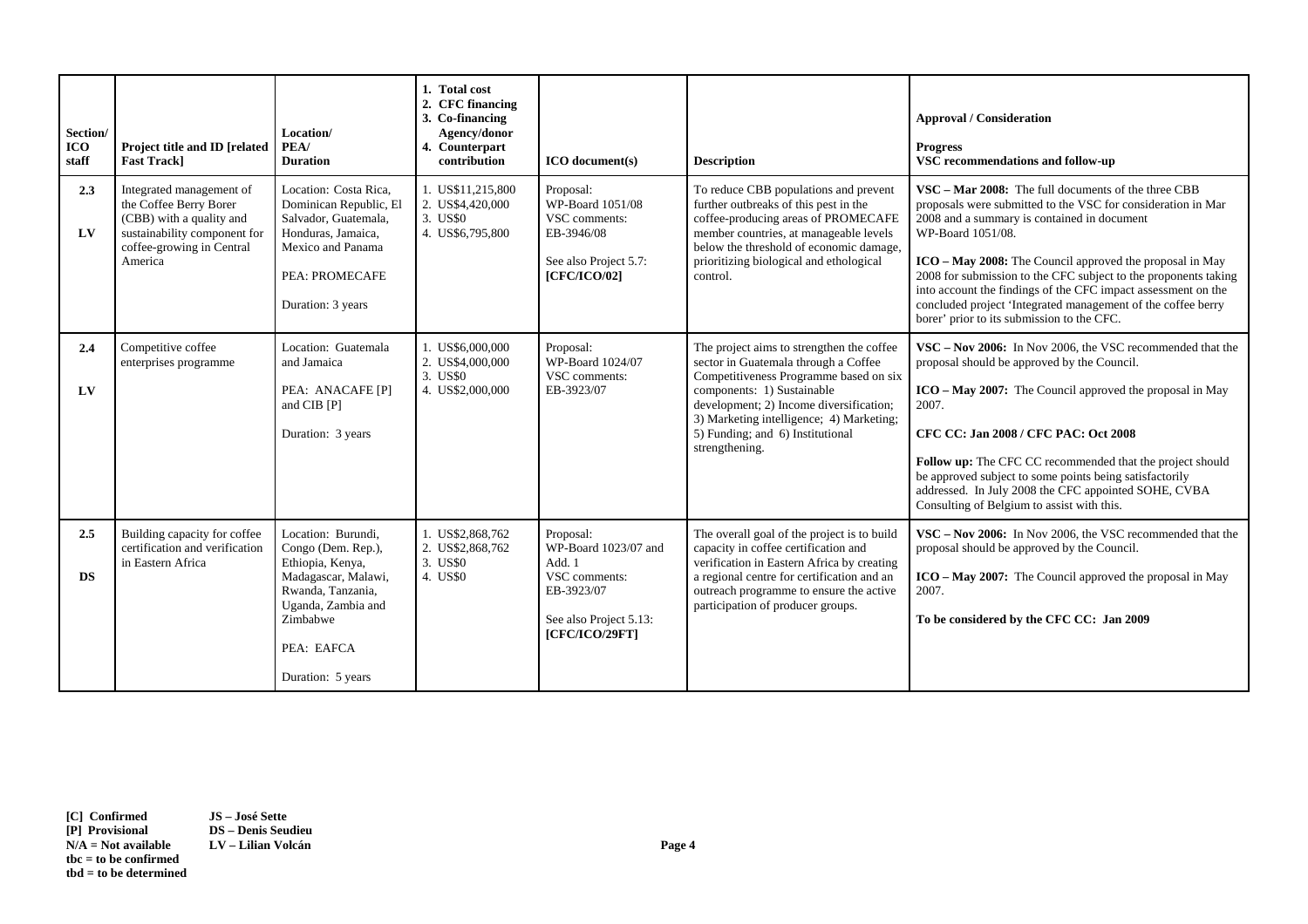| Section/ ICO staff | Project title and ID [related Fast Track] | Location/ PEA/ Duration | 1. Total cost 2. CFC financing 3. Co-financing Agency/donor 4. Counterpart contribution | ICO document(s) | Description | Approval / Consideration<br><br>Progress<br>VSC recommendations and follow-up |
|---|---|---|---|---|---|---|
| **2.3**<br><br>**LV** | Integrated management of the Coffee Berry Borer (CBB) with a quality and sustainability component for coffee-growing in Central America | Location: Costa Rica, Dominican Republic, El Salvador, Guatemala, Honduras, Jamaica, Mexico and Panama<br><br>PEA: PROMECAFE<br><br>Duration: 3 years | 1. US$11,215,800<br>2. US$4,420,000<br>3. US$0<br>4. US$6,795,800 | Proposal: WP-Board 1051/08<br>VSC comments: EB-3946/08<br><br>See also Project 5.7: **[CFC/ICO/02]** | To reduce CBB populations and prevent further outbreaks of this pest in the coffee-producing areas of PROMECAFE member countries, at manageable levels below the threshold of economic damage, prioritizing biological and ethological control. | **VSC – Mar 2008:** The full documents of the three CBB proposals were submitted to the VSC for consideration in Mar 2008 and a summary is contained in document WP-Board 1051/08.<br><br>**ICO – May 2008:** The Council approved the proposal in May 2008 for submission to the CFC subject to the proponents taking into account the findings of the CFC impact assessment on the concluded project 'Integrated management of the coffee berry borer' prior to its submission to the CFC. |
| **2.4**<br><br>**LV** | Competitive coffee enterprises programme | Location: Guatemala and Jamaica<br><br>PEA: ANACAFE [P] and CIB [P]<br><br>Duration: 3 years | 1. US$6,000,000<br>2. US$4,000,000<br>3. US$0<br>4. US$2,000,000 | Proposal: WP-Board 1024/07<br>VSC comments: EB-3923/07 | The project aims to strengthen the coffee sector in Guatemala through a Coffee Competitiveness Programme based on six components: 1) Sustainable development; 2) Income diversification; 3) Marketing intelligence; 4) Marketing; 5) Funding; and 6) Institutional strengthening. | **VSC – Nov 2006:** In Nov 2006, the VSC recommended that the proposal should be approved by the Council.<br><br>**ICO – May 2007:** The Council approved the proposal in May 2007.<br><br>**CFC CC: Jan 2008 / CFC PAC: Oct 2008**<br><br>**Follow up:** The CFC CC recommended that the project should be approved subject to some points being satisfactorily addressed. In July 2008 the CFC appointed SOHE, CVBA Consulting of Belgium to assist with this. |
| **2.5**<br><br>**DS** | Building capacity for coffee certification and verification in Eastern Africa | Location: Burundi, Congo (Dem. Rep.), Ethiopia, Kenya, Madagascar, Malawi, Rwanda, Tanzania, Uganda, Zambia and Zimbabwe<br><br>PEA: EAFCA<br><br>Duration: 5 years | 1. US$2,868,762<br>2. US$2,868,762<br>3. US$0<br>4. US$0 | Proposal: WP-Board 1023/07 and Add. 1<br>VSC comments: EB-3923/07<br><br>See also Project 5.13: **[CFC/ICO/29FT]** | The overall goal of the project is to build capacity in coffee certification and verification in Eastern Africa by creating a regional centre for certification and an outreach programme to ensure the active participation of producer groups. | **VSC – Nov 2006:** In Nov 2006, the VSC recommended that the proposal should be approved by the Council.<br><br>**ICO – May 2007:** The Council approved the proposal in May 2007.<br><br>**To be considered by the CFC CC: Jan 2009** |

**[C] Confirmed**
**[P] Provisional**
**N/A = Not available**
**tbc = to be confirmed**
**tbd = to be determined**

**JS – José Sette**
**DS – Denis Seudieu**
**LV – Lilian Volcán**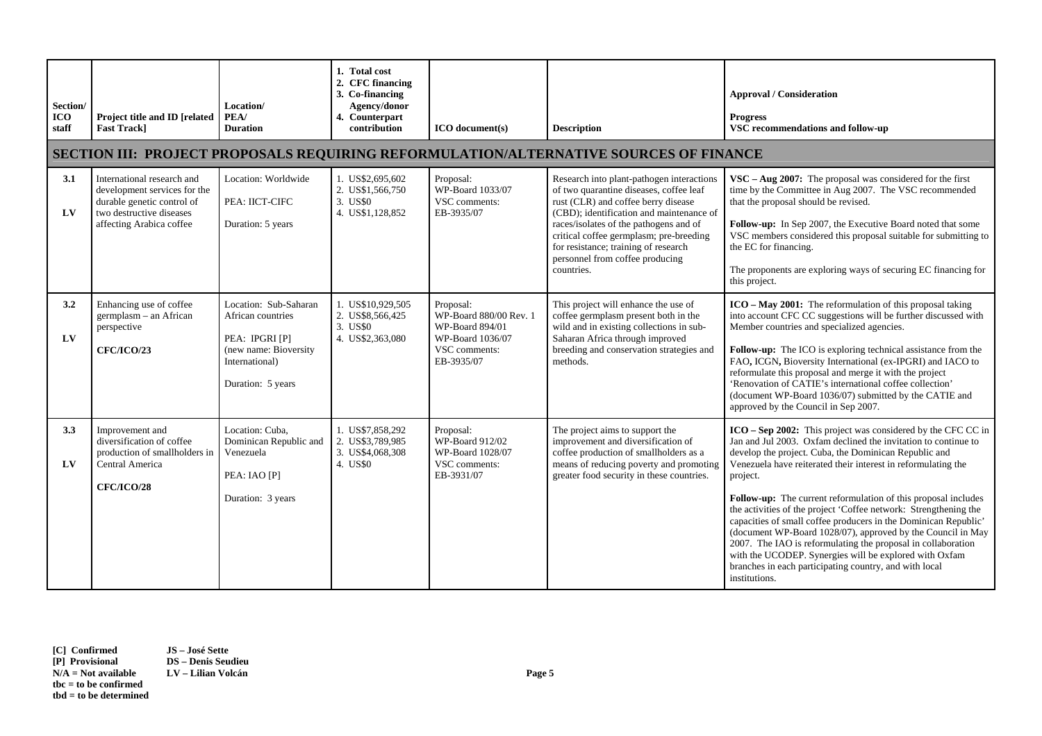| Section/ ICO staff | Project title and ID [related Fast Track] | Location/ PEA/ Duration | 1. Total cost 2. CFC financing 3. Co-financing Agency/donor 4. Counterpart contribution | ICO document(s) | Description | Approval / Consideration<br><br>Progress<br>VSC recommendations and follow-up |
|---|---|---|---|---|---|---|
| **SECTION III: PROJECT PROPOSALS REQUIRING REFORMULATION/ALTERNATIVE SOURCES OF FINANCE** | | | | | | |
| **3.1**<br><br>**LV** | International research and development services for the durable genetic control of two destructive diseases affecting Arabica coffee | Location: Worldwide<br><br>PEA: IICT-CIFC<br><br>Duration: 5 years | 1. US$2,695,602<br>2. US$1,566,750<br>3. US$0<br>4. US$1,128,852 | Proposal:<br>WP-Board 1033/07<br>VSC comments:<br>EB-3935/07 | Research into plant-pathogen interactions of two quarantine diseases, coffee leaf rust (CLR) and coffee berry disease (CBD); identification and maintenance of races/isolates of the pathogens and of critical coffee germplasm; pre-breeding for resistance; training of research personnel from coffee producing countries. | **VSC – Aug 2007:** The proposal was considered for the first time by the Committee in Aug 2007. The VSC recommended that the proposal should be revised.<br><br>**Follow-up:** In Sep 2007, the Executive Board noted that some VSC members considered this proposal suitable for submitting to the EC for financing.<br><br>The proponents are exploring ways of securing EC financing for this project. |
| **3.2**<br><br>**LV** | Enhancing use of coffee germplasm – an African perspective<br><br>**CFC/ICO/23** | Location: Sub-Saharan African countries<br><br>PEA: IPGRI [P] (new name: Bioversity International)<br><br>Duration: 5 years | 1. US$10,929,505<br>2. US$8,566,425<br>3. US$0<br>4. US$2,363,080 | Proposal:<br>WP-Board 880/00 Rev. 1<br>WP-Board 894/01<br>WP-Board 1036/07<br>VSC comments:<br>EB-3935/07 | This project will enhance the use of coffee germplasm present both in the wild and in existing collections in sub-Saharan Africa through improved breeding and conservation strategies and methods. | **ICO – May 2001:** The reformulation of this proposal taking into account CFC CC suggestions will be further discussed with Member countries and specialized agencies.<br><br>**Follow-up:** The ICO is exploring technical assistance from the FAO**,** ICGN**,** Bioversity International (ex-IPGRI) and IACO to reformulate this proposal and merge it with the project 'Renovation of CATIE's international coffee collection' (document WP-Board 1036/07) submitted by the CATIE and approved by the Council in Sep 2007. |
| **3.3**<br><br>**LV** | Improvement and diversification of coffee production of smallholders in Central America<br><br>**CFC/ICO/28** | Location: Cuba, Dominican Republic and Venezuela<br><br>PEA: IAO [P]<br><br>Duration: 3 years | 1. US$7,858,292<br>2. US$3,789,985<br>3. US$4,068,308<br>4. US$0 | Proposal:<br>WP-Board 912/02<br>WP-Board 1028/07<br>VSC comments:<br>EB-3931/07 | The project aims to support the improvement and diversification of coffee production of smallholders as a means of reducing poverty and promoting greater food security in these countries. | **ICO – Sep 2002:** This project was considered by the CFC CC in Jan and Jul 2003. Oxfam declined the invitation to continue to develop the project. Cuba, the Dominican Republic and Venezuela have reiterated their interest in reformulating the project.<br><br>**Follow-up:** The current reformulation of this proposal includes the activities of the project 'Coffee network: Strengthening the capacities of small coffee producers in the Dominican Republic' (document WP-Board 1028/07), approved by the Council in May 2007. The IAO is reformulating the proposal in collaboration with the UCODEP. Synergies will be explored with Oxfam branches in each participating country, and with local institutions. |

**[C] Confirmed**
**[P] Provisional**
**N/A = Not available**
**tbc = to be confirmed**
**tbd = to be determined**

**JS – José Sette**
**DS – Denis Seudieu**
**LV – Lilian Volcán**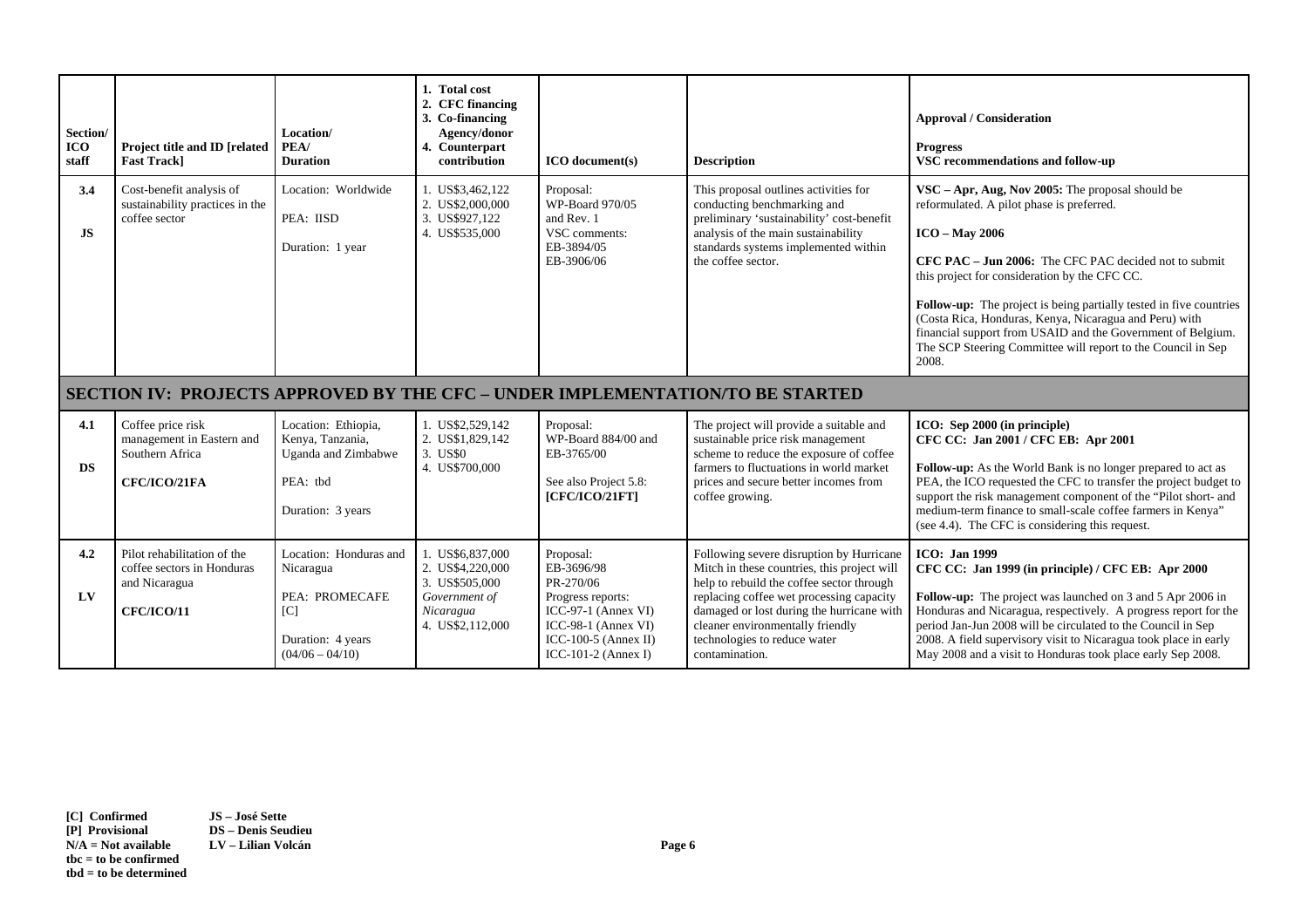| Section/ ICO staff | Project title and ID [related Fast Track] | Location/ PEA/ Duration | 1. Total cost 2. CFC financing 3. Co-financing Agency/donor 4. Counterpart contribution | ICO document(s) | Description | Approval / Consideration Progress VSC recommendations and follow-up |
|---|---|---|---|---|---|---|
| **3.4** **JS** | Cost-benefit analysis of sustainability practices in the coffee sector | Location: Worldwide<br>PEA: IISD<br>Duration: 1 year | 1. US$3,462,122<br>2. US$2,000,000<br>3. US$927,122<br>4. US$535,000 | Proposal: WP-Board 970/05 and Rev. 1<br>VSC comments: EB-3894/05 EB-3906/06 | This proposal outlines activities for conducting benchmarking and preliminary 'sustainability' cost-benefit analysis of the main sustainability standards systems implemented within the coffee sector. | **VSC – Apr, Aug, Nov 2005:** The proposal should be reformulated. A pilot phase is preferred.<br>**ICO – May 2006**<br>**CFC PAC – Jun 2006:** The CFC PAC decided not to submit this project for consideration by the CFC CC.<br>**Follow-up:** The project is being partially tested in five countries (Costa Rica, Honduras, Kenya, Nicaragua and Peru) with financial support from USAID and the Government of Belgium. The SCP Steering Committee will report to the Council in Sep 2008. |
| **SECTION IV: PROJECTS APPROVED BY THE CFC – UNDER IMPLEMENTATION/TO BE STARTED** | | | | | | |
| **4.1** **DS** | Coffee price risk management in Eastern and Southern Africa<br>**CFC/ICO/21FA** | Location: Ethiopia, Kenya, Tanzania, Uganda and Zimbabwe<br>PEA: tbd<br>Duration: 3 years | 1. US$2,529,142<br>2. US$1,829,142<br>3. US$0<br>4. US$700,000 | Proposal: WP-Board 884/00 and EB-3765/00<br>See also Project 5.8: **[CFC/ICO/21FT]** | The project will provide a suitable and sustainable price risk management scheme to reduce the exposure of coffee farmers to fluctuations in world market prices and secure better incomes from coffee growing. | **ICO: Sep 2000 (in principle)**<br>**CFC CC: Jan 2001 / CFC EB: Apr 2001**<br>**Follow-up:** As the World Bank is no longer prepared to act as PEA, the ICO requested the CFC to transfer the project budget to support the risk management component of the "Pilot short- and medium-term finance to small-scale coffee farmers in Kenya" (see 4.4). The CFC is considering this request. |
| **4.2** **LV** | Pilot rehabilitation of the coffee sectors in Honduras and Nicaragua<br>**CFC/ICO/11** | Location: Honduras and Nicaragua<br>PEA: PROMECAFE [C]<br>Duration: 4 years (04/06 – 04/10) | 1. US$6,837,000<br>2. US$4,220,000<br>3. US$505,000 *Government of Nicaragua*<br>4. US$2,112,000 | Proposal: EB-3696/98 PR-270/06<br>Progress reports: ICC-97-1 (Annex VI) ICC-98-1 (Annex VI) ICC-100-5 (Annex II) ICC-101-2 (Annex I) | Following severe disruption by Hurricane Mitch in these countries, this project will help to rebuild the coffee sector through replacing coffee wet processing capacity damaged or lost during the hurricane with cleaner environmentally friendly technologies to reduce water contamination. | **ICO: Jan 1999**<br>**CFC CC: Jan 1999 (in principle) / CFC EB: Apr 2000**<br>**Follow-up:** The project was launched on 3 and 5 Apr 2006 in Honduras and Nicaragua, respectively. A progress report for the period Jan-Jun 2008 will be circulated to the Council in Sep 2008. A field supervisory visit to Nicaragua took place in early May 2008 and a visit to Honduras took place early Sep 2008. |

**[C] Confirmed**
**[P] Provisional**
**N/A = Not available**
**tbc = to be confirmed**
**tbd = to be determined**

**JS – José Sette**
**DS – Denis Seudieu**
**LV – Lilian Volcán**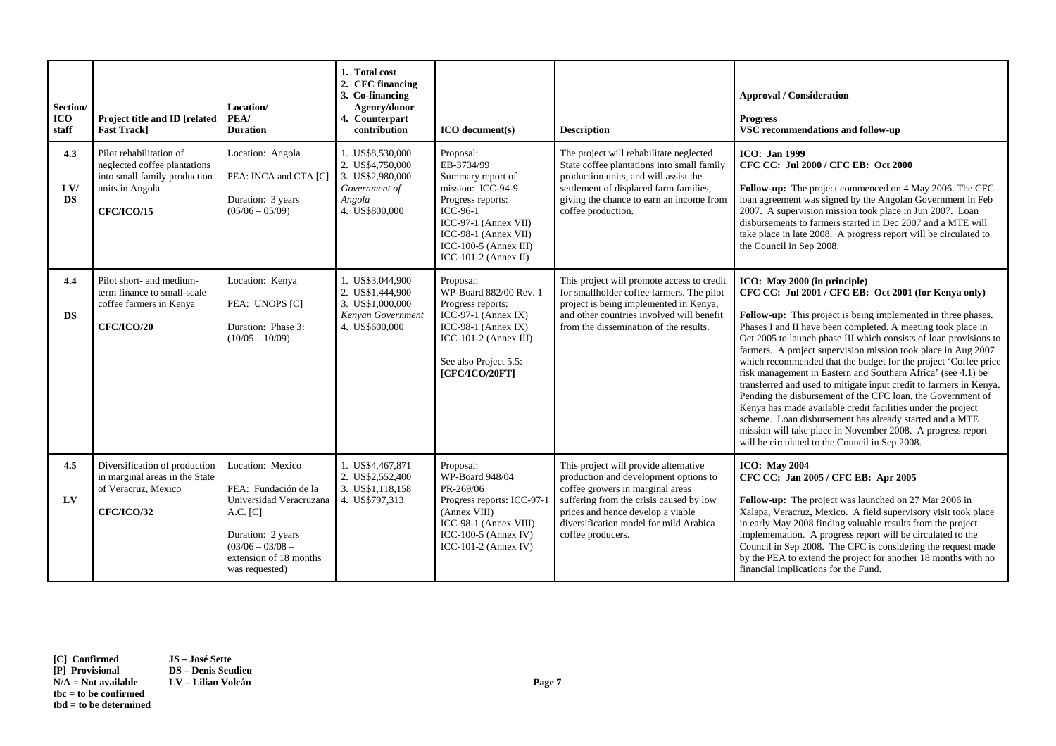| Section/ ICO staff | Project title and ID [related Fast Track] | Location/ PEA/ Duration | 1. Total cost 2. CFC financing 3. Co-financing Agency/donor 4. Counterpart contribution | ICO document(s) | Description | Approval / Consideration<br><br>Progress<br>VSC recommendations and follow-up |
|---|---|---|---|---|---|---|
| **4.3**<br><br>**LV/ DS** | Pilot rehabilitation of neglected coffee plantations into small family production units in Angola<br><br>**CFC/ICO/15** | Location: Angola<br><br>PEA: INCA and CTA [C]<br><br>Duration: 3 years (05/06 – 05/09) | 1. US$8,530,000<br>2. US$4,750,000<br>3. US$2,980,000 *Government of Angola*<br>4. US$800,000 | Proposal: EB-3734/99<br>Summary report of mission: ICC-94-9<br>Progress reports: ICC-96-1<br>ICC-97-1 (Annex VII)<br>ICC-98-1 (Annex VII)<br>ICC-100-5 (Annex III)<br>ICC-101-2 (Annex II) | The project will rehabilitate neglected State coffee plantations into small family production units, and will assist the settlement of displaced farm families, giving the chance to earn an income from coffee production. | **ICO: Jan 1999**<br>**CFC CC: Jul 2000 / CFC EB: Oct 2000**<br><br>**Follow-up:** The project commenced on 4 May 2006. The CFC loan agreement was signed by the Angolan Government in Feb 2007. A supervision mission took place in Jun 2007. Loan disbursements to farmers started in Dec 2007 and a MTE will take place in late 2008. A progress report will be circulated to the Council in Sep 2008. |
| **4.4**<br><br>**DS** | Pilot short- and medium-term finance to small-scale coffee farmers in Kenya<br><br>**CFC/ICO/20** | Location: Kenya<br><br>PEA: UNOPS [C]<br><br>Duration: Phase 3: (10/05 – 10/09) | 1. US$3,044,900<br>2. US$1,444,900<br>3. US$1,000,000 *Kenyan Government*<br>4. US$600,000 | Proposal: WP-Board 882/00 Rev. 1<br>Progress reports: ICC-97-1 (Annex IX)<br>ICC-98-1 (Annex IX)<br>ICC-101-2 (Annex III)<br><br>See also Project 5.5: **[CFC/ICO/20FT]** | This project will promote access to credit for smallholder coffee farmers. The pilot project is being implemented in Kenya, and other countries involved will benefit from the dissemination of the results. | **ICO: May 2000 (in principle)**<br>**CFC CC: Jul 2001 / CFC EB: Oct 2001 (for Kenya only)**<br><br>**Follow-up:** This project is being implemented in three phases. Phases I and II have been completed. A meeting took place in Oct 2005 to launch phase III which consists of loan provisions to farmers. A project supervision mission took place in Aug 2007 which recommended that the budget for the project 'Coffee price risk management in Eastern and Southern Africa' (see 4.1) be transferred and used to mitigate input credit to farmers in Kenya. Pending the disbursement of the CFC loan, the Government of Kenya has made available credit facilities under the project scheme. Loan disbursement has already started and a MTE mission will take place in November 2008. A progress report will be circulated to the Council in Sep 2008. |
| **4.5**<br><br>**LV** | Diversification of production in marginal areas in the State of Veracruz, Mexico<br><br>**CFC/ICO/32** | Location: Mexico<br><br>PEA: Fundación de la Universidad Veracruzana A.C. [C]<br><br>Duration: 2 years (03/06 – 03/08 – extension of 18 months was requested) | 1. US$4,467,871<br>2. US$2,552,400<br>3. US$1,118,158<br>4. US$797,313 | Proposal: WP-Board 948/04<br>PR-269/06<br>Progress reports: ICC-97-1 (Annex VIII)<br>ICC-98-1 (Annex VIII)<br>ICC-100-5 (Annex IV)<br>ICC-101-2 (Annex IV) | This project will provide alternative production and development options to coffee growers in marginal areas suffering from the crisis caused by low prices and hence develop a viable diversification model for mild Arabica coffee producers. | **ICO: May 2004**<br>**CFC CC: Jan 2005 / CFC EB: Apr 2005**<br><br>**Follow-up:** The project was launched on 27 Mar 2006 in Xalapa, Veracruz, Mexico. A field supervisory visit took place in early May 2008 finding valuable results from the project implementation. A progress report will be circulated to the Council in Sep 2008. The CFC is considering the request made by the PEA to extend the project for another 18 months with no financial implications for the Fund. |

**[C] Confirmed**
**[P] Provisional**
**N/A = Not available**
**tbc = to be confirmed**
**tbd = to be determined**

**JS – José Sette**
**DS – Denis Seudieu**
**LV – Lilian Volcán**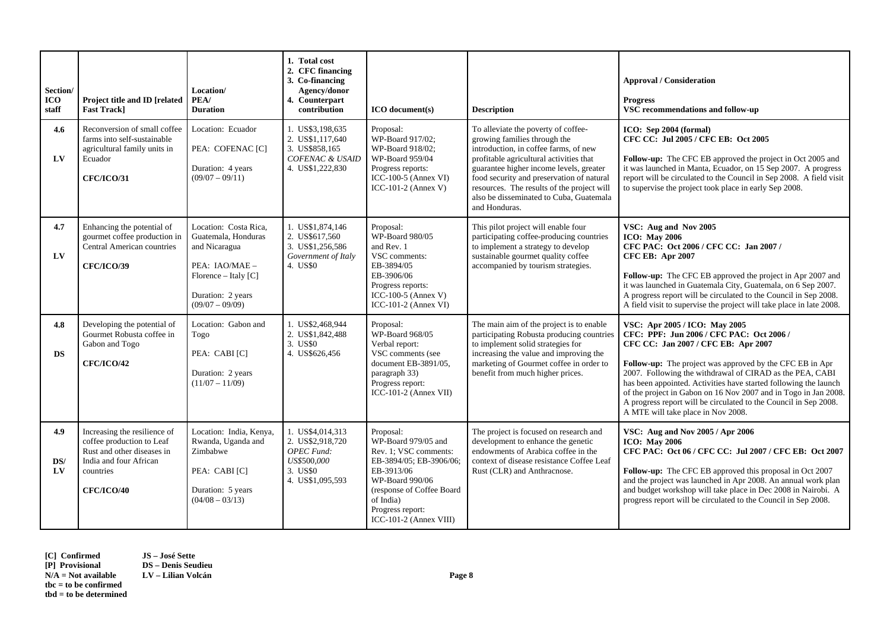| Section/ ICO staff | Project title and ID [related Fast Track] | Location/ PEA/ Duration | 1. Total cost 2. CFC financing 3. Co-financing Agency/donor 4. Counterpart contribution | ICO document(s) | Description | Approval / Consideration Progress VSC recommendations and follow-up |
|---|---|---|---|---|---|---|
| **4.6** **LV** | Reconversion of small coffee farms into self-sustainable agricultural family units in Ecuador **CFC/ICO/31** | Location: Ecuador PEA: COFENAC [C] Duration: 4 years (09/07 – 09/11) | 1. US$3,198,635 2. US$1,117,640 3. US$858,165 *COFENAC & USAID* 4. US$1,222,830 | Proposal: WP-Board 917/02; WP-Board 918/02; WP-Board 959/04 Progress reports: ICC-100-5 (Annex VI) ICC-101-2 (Annex V) | To alleviate the poverty of coffee-growing families through the introduction, in coffee farms, of new profitable agricultural activities that guarantee higher income levels, greater food security and preservation of natural resources. The results of the project will also be disseminated to Cuba, Guatemala and Honduras. | **ICO: Sep 2004 (formal)** **CFC CC: Jul 2005 / CFC EB: Oct 2005** **Follow-up:** The CFC EB approved the project in Oct 2005 and it was launched in Manta, Ecuador, on 15 Sep 2007. A progress report will be circulated to the Council in Sep 2008. A field visit to supervise the project took place in early Sep 2008. |
| **4.7** **LV** | Enhancing the potential of gourmet coffee production in Central American countries **CFC/ICO/39** | Location: Costa Rica, Guatemala, Honduras and Nicaragua PEA: IAO/MAE – Florence – Italy [C] Duration: 2 years (09/07 – 09/09) | 1. US$1,874,146 2. US$617,560 3. US$1,256,586 *Government of Italy* 4. US$0 | Proposal: WP-Board 980/05 and Rev. 1 VSC comments: EB-3894/05 EB-3906/06 Progress reports: ICC-100-5 (Annex V) ICC-101-2 (Annex VI) | This pilot project will enable four participating coffee-producing countries to implement a strategy to develop sustainable gourmet quality coffee accompanied by tourism strategies. | **VSC: Aug and Nov 2005** **ICO: May 2006** **CFC PAC: Oct 2006 / CFC CC: Jan 2007 / CFC EB: Apr 2007** **Follow-up:** The CFC EB approved the project in Apr 2007 and it was launched in Guatemala City, Guatemala, on 6 Sep 2007. A progress report will be circulated to the Council in Sep 2008. A field visit to supervise the project will take place in late 2008. |
| **4.8** **DS** | Developing the potential of Gourmet Robusta coffee in Gabon and Togo **CFC/ICO/42** | Location: Gabon and Togo PEA: CABI [C] Duration: 2 years (11/07 – 11/09) | 1. US$2,468,944 2. US$1,842,488 3. US$0 4. US$626,456 | Proposal: WP-Board 968/05 Verbal report: VSC comments (see document EB-3891/05, paragraph 33) Progress report: ICC-101-2 (Annex VII) | The main aim of the project is to enable participating Robusta producing countries to implement solid strategies for increasing the value and improving the marketing of Gourmet coffee in order to benefit from much higher prices. | **VSC: Apr 2005 / ICO: May 2005** **CFC: PPF: Jun 2006 / CFC PAC: Oct 2006 /** **CFC CC: Jan 2007 / CFC EB: Apr 2007** **Follow-up:** The project was approved by the CFC EB in Apr 2007. Following the withdrawal of CIRAD as the PEA, CABI has been appointed. Activities have started following the launch of the project in Gabon on 16 Nov 2007 and in Togo in Jan 2008. A progress report will be circulated to the Council in Sep 2008. A MTE will take place in Nov 2008. |
| **4.9** **DS/ LV** | Increasing the resilience of coffee production to Leaf Rust and other diseases in India and four African countries **CFC/ICO/40** | Location: India, Kenya, Rwanda, Uganda and Zimbabwe PEA: CABI [C] Duration: 5 years (04/08 – 03/13) | 1. US$4,014,313 2. US$2,918,720 *OPEC Fund: US$500,000* 3. US$0 4. US$1,095,593 | Proposal: WP-Board 979/05 and Rev. 1; VSC comments: EB-3894/05; EB-3906/06; EB-3913/06 WP-Board 990/06 (response of Coffee Board of India) Progress report: ICC-101-2 (Annex VIII) | The project is focused on research and development to enhance the genetic endowments of Arabica coffee in the context of disease resistance Coffee Leaf Rust (CLR) and Anthracnose. | **VSC: Aug and Nov 2005 / Apr 2006** **ICO: May 2006** **CFC PAC: Oct 06 / CFC CC: Jul 2007 / CFC EB: Oct 2007** **Follow-up:** The CFC EB approved this proposal in Oct 2007 and the project was launched in Apr 2008. An annual work plan and budget workshop will take place in Dec 2008 in Nairobi. A progress report will be circulated to the Council in Sep 2008. |

**[C] Confirmed**
**[P] Provisional**
**N/A = Not available**
**tbc = to be confirmed**
**tbd = to be determined**

**JS – José Sette**
**DS – Denis Seudieu**
**LV – Lilian Volcán**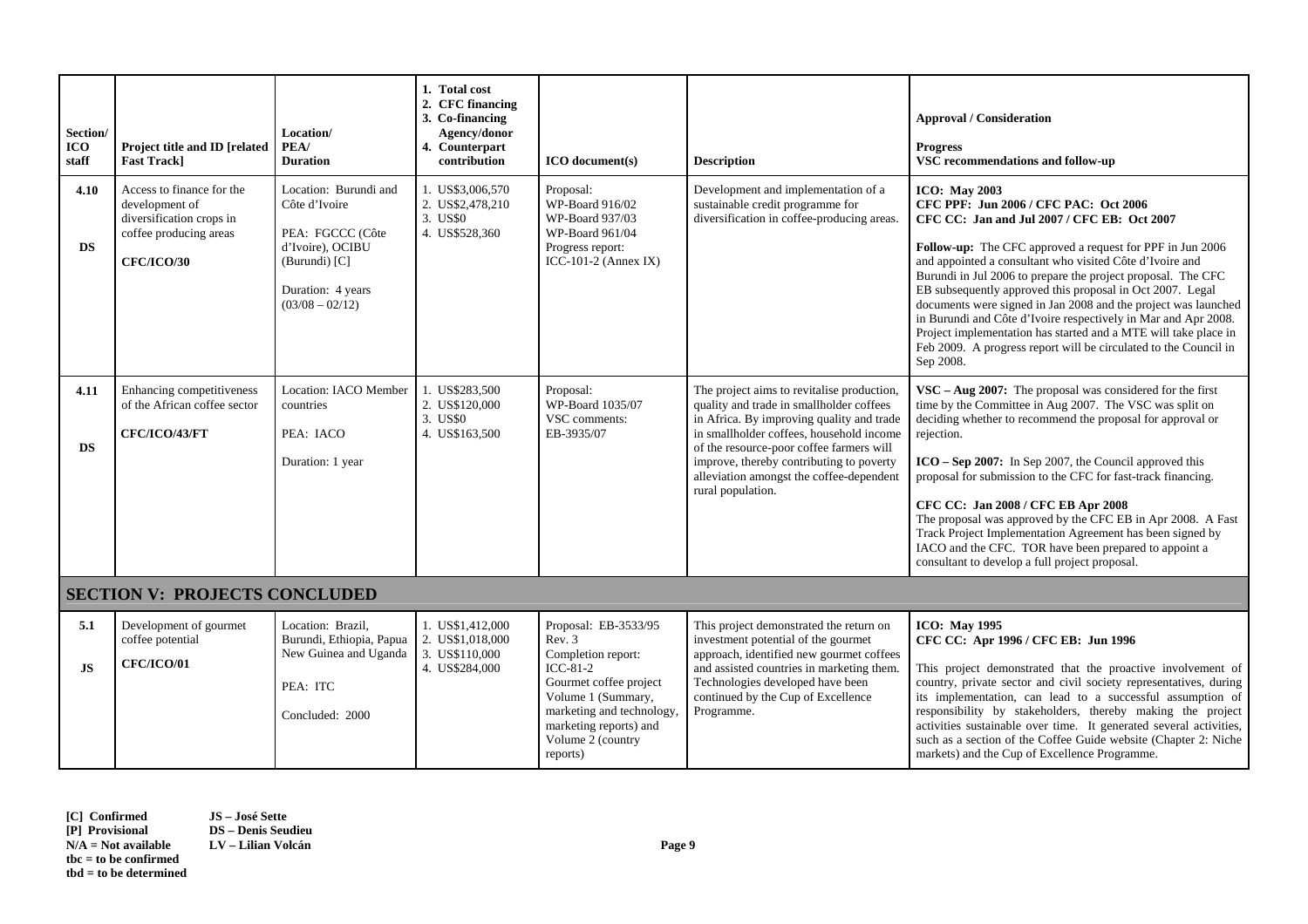| Section/ ICO staff | Project title and ID [related Fast Track] | Location/ PEA/ Duration | 1. Total cost 2. CFC financing 3. Co-financing Agency/donor 4. Counterpart contribution | ICO document(s) | Description | **Approval / Consideration** **Progress** **VSC recommendations and follow-up** |
|---|---|---|---|---|---|---|
| **4.10** **DS** | Access to finance for the development of diversification crops in coffee producing areas **CFC/ICO/30** | Location: Burundi and Côte d'Ivoire PEA: FGCCC (Côte d'Ivoire), OCIBU (Burundi) [C] Duration: 4 years (03/08 – 02/12) | 1. US$3,006,570 2. US$2,478,210 3. US$0 4. US$528,360 | Proposal: WP-Board 916/02 WP-Board 937/03 WP-Board 961/04 Progress report: ICC-101-2 (Annex IX) | Development and implementation of a sustainable credit programme for diversification in coffee-producing areas. | **ICO: May 2003** **CFC PPF: Jun 2006 / CFC PAC: Oct 2006** **CFC CC: Jan and Jul 2007 / CFC EB: Oct 2007** **Follow-up:** The CFC approved a request for PPF in Jun 2006 and appointed a consultant who visited Côte d'Ivoire and Burundi in Jul 2006 to prepare the project proposal. The CFC EB subsequently approved this proposal in Oct 2007. Legal documents were signed in Jan 2008 and the project was launched in Burundi and Côte d'Ivoire respectively in Mar and Apr 2008. Project implementation has started and a MTE will take place in Feb 2009. A progress report will be circulated to the Council in Sep 2008. |
| **4.11** **DS** | Enhancing competitiveness of the African coffee sector **CFC/ICO/43/FT** | Location: IACO Member countries PEA: IACO Duration: 1 year | 1. US$283,500 2. US$120,000 3. US$0 4. US$163,500 | Proposal: WP-Board 1035/07 VSC comments: EB-3935/07 | The project aims to revitalise production, quality and trade in smallholder coffees in Africa. By improving quality and trade in smallholder coffees, household income of the resource-poor coffee farmers will improve, thereby contributing to poverty alleviation amongst the coffee-dependent rural population. | **VSC – Aug 2007:** The proposal was considered for the first time by the Committee in Aug 2007. The VSC was split on deciding whether to recommend the proposal for approval or rejection. **ICO – Sep 2007:** In Sep 2007, the Council approved this proposal for submission to the CFC for fast-track financing. **CFC CC: Jan 2008 / CFC EB Apr 2008** The proposal was approved by the CFC EB in Apr 2008. A Fast Track Project Implementation Agreement has been signed by IACO and the CFC. TOR have been prepared to appoint a consultant to develop a full project proposal. |
| **SECTION V: PROJECTS CONCLUDED** | | | | | | |
| **5.1** **JS** | Development of gourmet coffee potential **CFC/ICO/01** | Location: Brazil, Burundi, Ethiopia, Papua New Guinea and Uganda PEA: ITC Concluded: 2000 | 1. US$1,412,000 2. US$1,018,000 3. US$110,000 4. US$284,000 | Proposal: EB-3533/95 Rev. 3 Completion report: ICC-81-2 Gourmet coffee project Volume 1 (Summary, marketing and technology, marketing reports) and Volume 2 (country reports) | This project demonstrated the return on investment potential of the gourmet approach, identified new gourmet coffees and assisted countries in marketing them. Technologies developed have been continued by the Cup of Excellence Programme. | **ICO: May 1995** **CFC CC: Apr 1996 / CFC EB: Jun 1996** This project demonstrated that the proactive involvement of country, private sector and civil society representatives, during its implementation, can lead to a successful assumption of responsibility by stakeholders, thereby making the project activities sustainable over time. It generated several activities, such as a section of the Coffee Guide website (Chapter 2: Niche markets) and the Cup of Excellence Programme. |

**[C] Confirmed**
**[P] Provisional**
**N/A = Not available**
**tbc = to be confirmed**
**tbd = to be determined**

**JS – José Sette**
**DS – Denis Seudieu**
**LV – Lilian Volcán**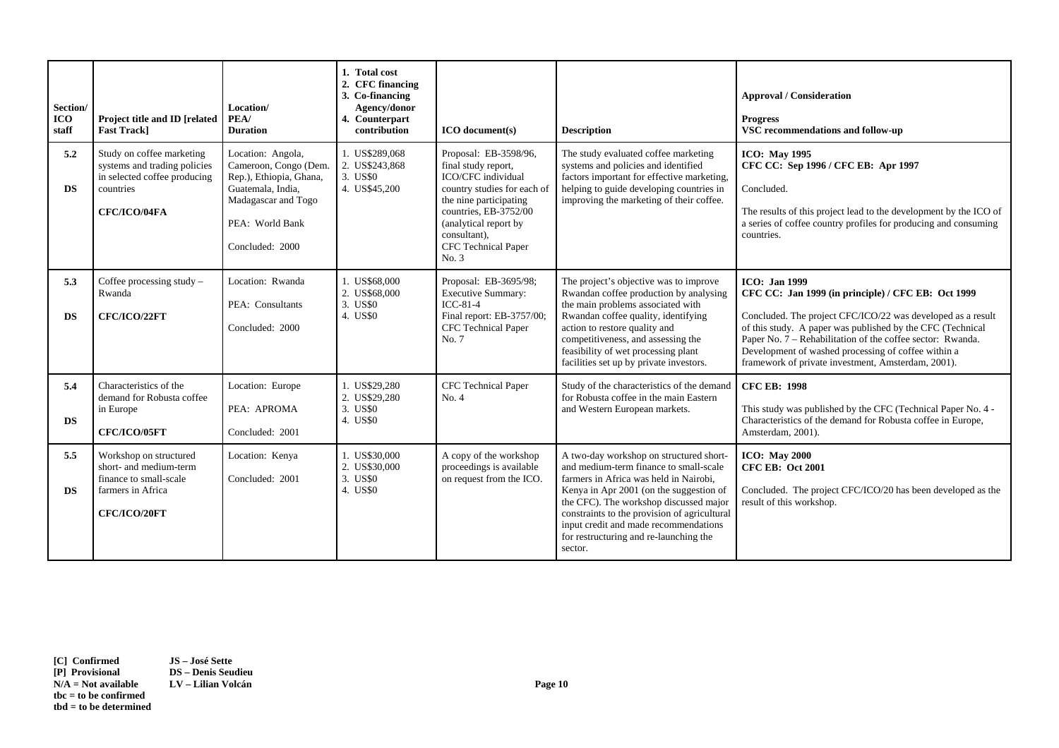| Section/ ICO staff | Project title and ID [related Fast Track] | Location/ PEA/ Duration | 1. Total cost 2. CFC financing 3. Co-financing Agency/donor 4. Counterpart contribution | ICO document(s) | Description | Approval / Consideration Progress VSC recommendations and follow-up |
|---|---|---|---|---|---|---|
| **5.2** **DS** | Study on coffee marketing systems and trading policies in selected coffee producing countries **CFC/ICO/04FA** | Location: Angola, Cameroon, Congo (Dem. Rep.), Ethiopia, Ghana, Guatemala, India, Madagascar and Togo PEA: World Bank Concluded: 2000 | 1. US$289,068 2. US$243,868 3. US$0 4. US$45,200 | Proposal: EB-3598/96, final study report, ICO/CFC individual country studies for each of the nine participating countries, EB-3752/00 (analytical report by consultant), CFC Technical Paper No. 3 | The study evaluated coffee marketing systems and policies and identified factors important for effective marketing, helping to guide developing countries in improving the marketing of their coffee. | **ICO: May 1995** **CFC CC: Sep 1996 / CFC EB: Apr 1997** Concluded. The results of this project lead to the development by the ICO of a series of coffee country profiles for producing and consuming countries. |
| **5.3** **DS** | Coffee processing study – Rwanda **CFC/ICO/22FT** | Location: Rwanda PEA: Consultants Concluded: 2000 | 1. US$68,000 2. US$68,000 3. US$0 4. US$0 | Proposal: EB-3695/98; Executive Summary: ICC-81-4 Final report: EB-3757/00; CFC Technical Paper No. 7 | The project's objective was to improve Rwandan coffee production by analysing the main problems associated with Rwandan coffee quality, identifying action to restore quality and competitiveness, and assessing the feasibility of wet processing plant facilities set up by private investors. | **ICO: Jan 1999** **CFC CC: Jan 1999 (in principle) / CFC EB: Oct 1999** Concluded. The project CFC/ICO/22 was developed as a result of this study. A paper was published by the CFC (Technical Paper No. 7 – Rehabilitation of the coffee sector: Rwanda. Development of washed processing of coffee within a framework of private investment, Amsterdam, 2001). |
| **5.4** **DS** | Characteristics of the demand for Robusta coffee in Europe **CFC/ICO/05FT** | Location: Europe PEA: APROMA Concluded: 2001 | 1. US$29,280 2. US$29,280 3. US$0 4. US$0 | CFC Technical Paper No. 4 | Study of the characteristics of the demand for Robusta coffee in the main Eastern and Western European markets. | **CFC EB: 1998** This study was published by the CFC (Technical Paper No. 4 - Characteristics of the demand for Robusta coffee in Europe, Amsterdam, 2001). |
| **5.5** **DS** | Workshop on structured short- and medium-term finance to small-scale farmers in Africa **CFC/ICO/20FT** | Location: Kenya Concluded: 2001 | 1. US$30,000 2. US$30,000 3. US$0 4. US$0 | A copy of the workshop proceedings is available on request from the ICO. | A two-day workshop on structured short- and medium-term finance to small-scale farmers in Africa was held in Nairobi, Kenya in Apr 2001 (on the suggestion of the CFC). The workshop discussed major constraints to the provision of agricultural input credit and made recommendations for restructuring and re-launching the sector. | **ICO: May 2000** **CFC EB: Oct 2001** Concluded. The project CFC/ICO/20 has been developed as the result of this workshop. |

**[C] Confirmed** **JS – José Sette**
**[P] Provisional** **DS – Denis Seudieu**
**N/A = Not available** **LV – Lilian Volcán**
**tbc = to be confirmed**
**tbd = to be determined**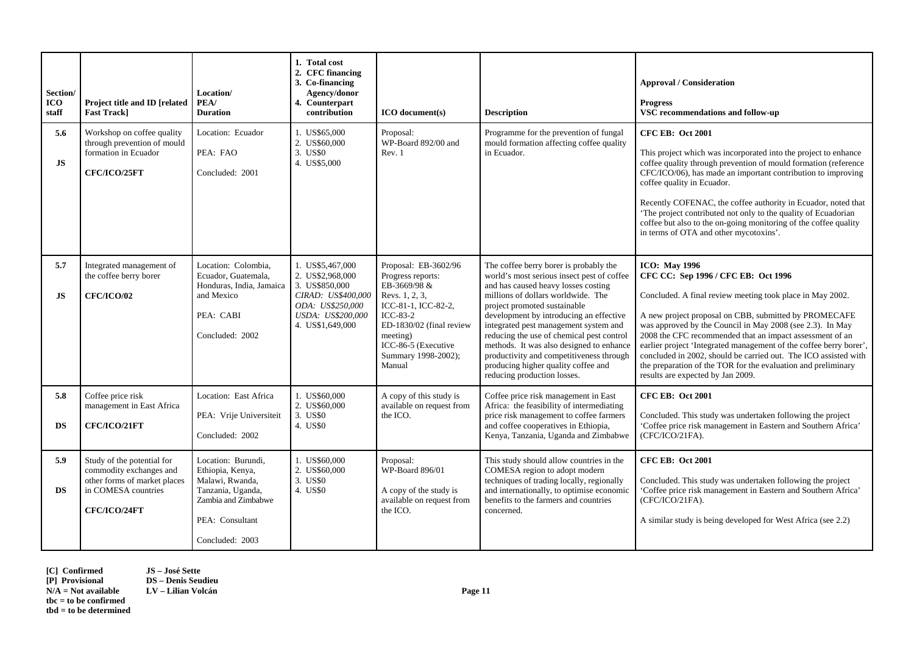| Section/ ICO staff | Project title and ID [related Fast Track] | Location/ PEA/ Duration | 1. Total cost 2. CFC financing 3. Co-financing Agency/donor 4. Counterpart contribution | ICO document(s) | Description | Approval / Consideration<br><br>Progress<br>VSC recommendations and follow-up |
|---|---|---|---|---|---|---|
| **5.6**<br><br>**JS** | Workshop on coffee quality through prevention of mould formation in Ecuador<br><br>**CFC/ICO/25FT** | Location: Ecuador<br><br>PEA: FAO<br><br>Concluded: 2001 | 1. US$65,000<br>2. US$60,000<br>3. US$0<br>4. US$5,000 | Proposal: WP-Board 892/00 and Rev. 1 | Programme for the prevention of fungal mould formation affecting coffee quality in Ecuador. | **CFC EB: Oct 2001**<br><br>This project which was incorporated into the project to enhance coffee quality through prevention of mould formation (reference CFC/ICO/06), has made an important contribution to improving coffee quality in Ecuador.<br><br>Recently COFENAC, the coffee authority in Ecuador, noted that 'The project contributed not only to the quality of Ecuadorian coffee but also to the on-going monitoring of the coffee quality in terms of OTA and other mycotoxins'. |
| **5.7**<br><br>**JS** | Integrated management of the coffee berry borer<br><br>**CFC/ICO/02** | Location: Colombia, Ecuador, Guatemala, Honduras, India, Jamaica and Mexico<br><br>PEA: CABI<br><br>Concluded: 2002 | 1. US$5,467,000<br>2. US$2,968,000<br>3. US$850,000<br>*CIRAD: US$400,000*<br>*ODA: US$250,000*<br>*USDA: US$200,000*<br>4. US$1,649,000 | Proposal: EB-3602/96<br>Progress reports: EB-3669/98 & Revs. 1, 2, 3, ICC-81-1, ICC-82-2, ICC-83-2<br>ED-1830/02 (final review meeting)<br>ICC-86-5 (Executive Summary 1998-2002); Manual | The coffee berry borer is probably the world's most serious insect pest of coffee and has caused heavy losses costing millions of dollars worldwide. The project promoted sustainable development by introducing an effective integrated pest management system and reducing the use of chemical pest control methods. It was also designed to enhance productivity and competitiveness through producing higher quality coffee and reducing production losses. | **ICO: May 1996**<br>**CFC CC: Sep 1996 / CFC EB: Oct 1996**<br><br>Concluded. A final review meeting took place in May 2002.<br><br>A new project proposal on CBB, submitted by PROMECAFE was approved by the Council in May 2008 (see 2.3). In May 2008 the CFC recommended that an impact assessment of an earlier project 'Integrated management of the coffee berry borer', concluded in 2002, should be carried out. The ICO assisted with the preparation of the TOR for the evaluation and preliminary results are expected by Jan 2009. |
| **5.8**<br><br>**DS** | Coffee price risk management in East Africa<br><br>**CFC/ICO/21FT** | Location: East Africa<br><br>PEA: Vrije Universiteit<br><br>Concluded: 2002 | 1. US$60,000<br>2. US$60,000<br>3. US$0<br>4. US$0 | A copy of this study is available on request from the ICO. | Coffee price risk management in East Africa: the feasibility of intermediating price risk management to coffee farmers and coffee cooperatives in Ethiopia, Kenya, Tanzania, Uganda and Zimbabwe | **CFC EB: Oct 2001**<br><br>Concluded. This study was undertaken following the project 'Coffee price risk management in Eastern and Southern Africa' (CFC/ICO/21FA). |
| **5.9**<br><br>**DS** | Study of the potential for commodity exchanges and other forms of market places in COMESA countries<br><br>**CFC/ICO/24FT** | Location: Burundi, Ethiopia, Kenya, Malawi, Rwanda, Tanzania, Uganda, Zambia and Zimbabwe<br><br>PEA: Consultant<br><br>Concluded: 2003 | 1. US$60,000<br>2. US$60,000<br>3. US$0<br>4. US$0 | Proposal: WP-Board 896/01<br><br>A copy of the study is available on request from the ICO. | This study should allow countries in the COMESA region to adopt modern techniques of trading locally, regionally and internationally, to optimise economic benefits to the farmers and countries concerned. | **CFC EB: Oct 2001**<br><br>Concluded. This study was undertaken following the project 'Coffee price risk management in Eastern and Southern Africa' (CFC/ICO/21FA).<br><br>A similar study is being developed for West Africa (see 2.2) |

**[C] Confirmed**
**[P] Provisional**
**N/A = Not available**
**tbc = to be confirmed**
**tbd = to be determined**

**JS – José Sette**
**DS – Denis Seudieu**
**LV – Lilian Volcán**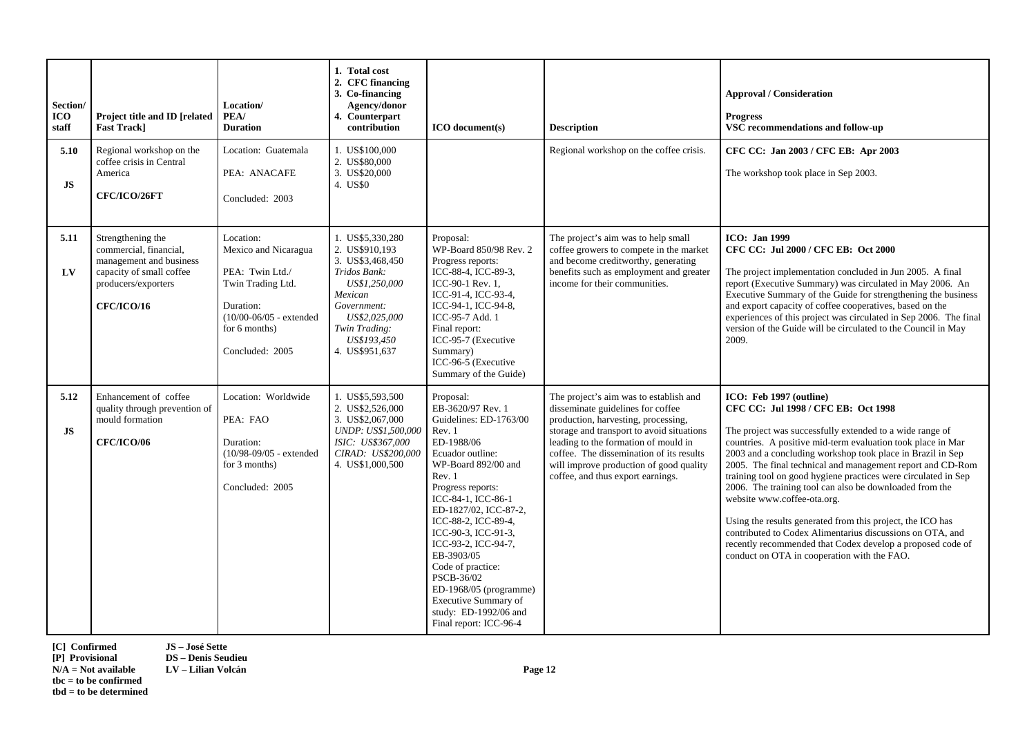| Section/ ICO staff | Project title and ID [related Fast Track] | Location/ PEA/ Duration | 1. Total cost 2. CFC financing 3. Co-financing Agency/donor 4. Counterpart contribution | ICO document(s) | Description | Approval / Consideration<br><br>Progress<br>VSC recommendations and follow-up |
|---|---|---|---|---|---|---|
| **5.10**<br><br>**JS** | Regional workshop on the coffee crisis in Central America<br><br>**CFC/ICO/26FT** | Location: Guatemala<br><br>PEA: ANACAFE<br><br>Concluded: 2003 | 1. US$100,000<br>2. US$80,000<br>3. US$20,000<br>4. US$0 | | Regional workshop on the coffee crisis. | **CFC CC: Jan 2003 / CFC EB: Apr 2003**<br><br>The workshop took place in Sep 2003. |
| **5.11**<br><br>**LV** | Strengthening the commercial, financial, management and business capacity of small coffee producers/exporters<br><br>**CFC/ICO/16** | Location: Mexico and Nicaragua<br><br>PEA: Twin Ltd./ Twin Trading Ltd.<br><br>Duration: (10/00-06/05 - extended for 6 months)<br><br>Concluded: 2005 | 1. US$5,330,280<br>2. US$910,193<br>3. US$3,468,450<br>*Tridos Bank: US$1,250,000*<br>*Mexican Government: US$2,025,000*<br>*Twin Trading: US$193,450*<br>4. US$951,637 | Proposal: WP-Board 850/98 Rev. 2<br>Progress reports: ICC-88-4, ICC-89-3, ICC-90-1 Rev. 1, ICC-91-4, ICC-93-4, ICC-94-1, ICC-94-8, ICC-95-7 Add. 1<br>Final report: ICC-95-7 (Executive Summary)<br>ICC-96-5 (Executive Summary of the Guide) | The project's aim was to help small coffee growers to compete in the market and become creditworthy, generating benefits such as employment and greater income for their communities. | **ICO: Jan 1999**<br>**CFC CC: Jul 2000 / CFC EB: Oct 2000**<br><br>The project implementation concluded in Jun 2005. A final report (Executive Summary) was circulated in May 2006. An Executive Summary of the Guide for strengthening the business and export capacity of coffee cooperatives, based on the experiences of this project was circulated in Sep 2006. The final version of the Guide will be circulated to the Council in May 2009. |
| **5.12**<br><br>**JS** | Enhancement of coffee quality through prevention of mould formation<br><br>**CFC/ICO/06** | Location: Worldwide<br><br>PEA: FAO<br><br>Duration: (10/98-09/05 - extended for 3 months)<br><br>Concluded: 2005 | 1. US$5,593,500<br>2. US$2,526,000<br>3. US$2,067,000<br>*UNDP: US$1,500,000*<br>*ISIC: US$367,000*<br>*CIRAD: US$200,000*<br>4. US$1,000,500 | Proposal: EB-3620/97 Rev. 1<br>Guidelines: ED-1763/00 Rev. 1<br>ED-1988/06<br>Ecuador outline: WP-Board 892/00 and Rev. 1<br>Progress reports: ICC-84-1, ICC-86-1<br>ED-1827/02, ICC-87-2, ICC-88-2, ICC-89-4, ICC-90-3, ICC-91-3, ICC-93-2, ICC-94-7, EB-3903/05<br>Code of practice: PSCB-36/02<br>ED-1968/05 (programme)<br>Executive Summary of study: ED-1992/06 and Final report: ICC-96-4 | The project's aim was to establish and disseminate guidelines for coffee production, harvesting, processing, storage and transport to avoid situations leading to the formation of mould in coffee. The dissemination of its results will improve production of good quality coffee, and thus export earnings. | **ICO: Feb 1997 (outline)**<br>**CFC CC: Jul 1998 / CFC EB: Oct 1998**<br><br>The project was successfully extended to a wide range of countries. A positive mid-term evaluation took place in Mar 2003 and a concluding workshop took place in Brazil in Sep 2005. The final technical and management report and CD-Rom training tool on good hygiene practices were circulated in Sep 2006. The training tool can also be downloaded from the website www.coffee-ota.org.<br><br>Using the results generated from this project, the ICO has contributed to Codex Alimentarius discussions on OTA, and recently recommended that Codex develop a proposed code of conduct on OTA in cooperation with the FAO. |

**[C] Confirmed**
**[P] Provisional**
**N/A = Not available**
**tbc = to be confirmed**
**tbd = to be determined**

**JS – José Sette**
**DS – Denis Seudieu**
**LV – Lilian Volcán**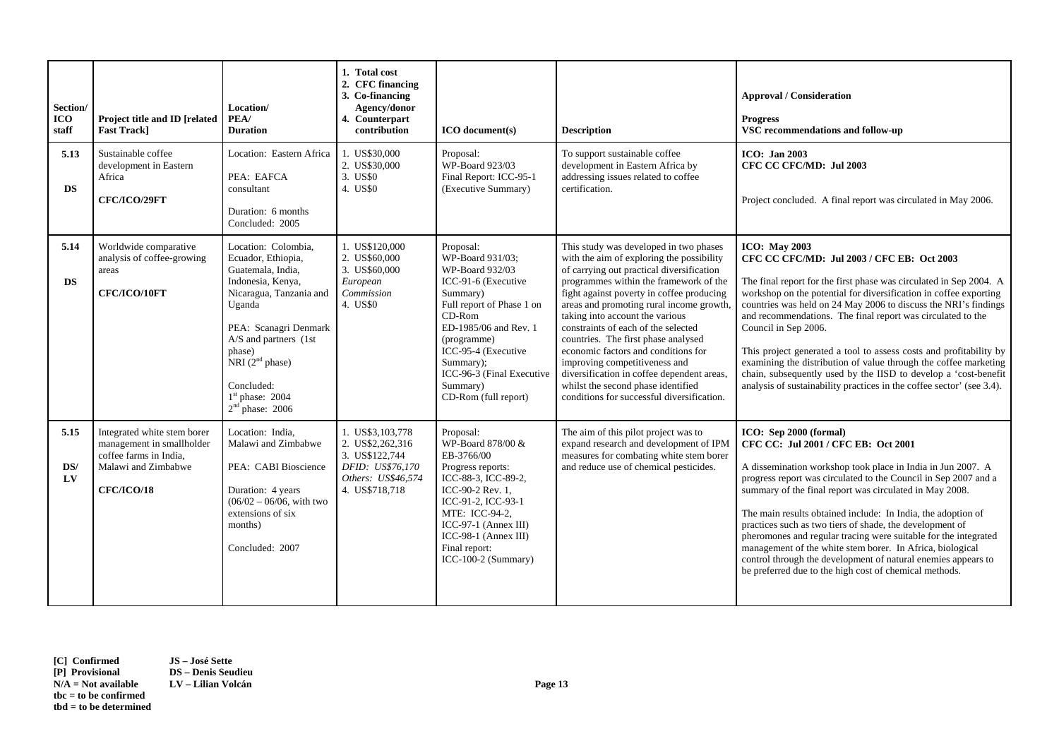| Section/ ICO staff | Project title and ID [related Fast Track] | Location/ PEA/ Duration | 1. Total cost 2. CFC financing 3. Co-financing Agency/donor 4. Counterpart contribution | ICO document(s) | Description | Approval / Consideration<br><br>Progress<br>VSC recommendations and follow-up |
|---|---|---|---|---|---|---|
| **5.13**<br><br>**DS** | Sustainable coffee development in Eastern Africa<br><br>**CFC/ICO/29FT** | Location: Eastern Africa<br><br>PEA: EAFCA consultant<br><br>Duration: 6 months<br>Concluded: 2005 | 1. US$30,000<br>2. US$30,000<br>3. US$0<br>4. US$0 | Proposal:<br>WP-Board 923/03<br>Final Report: ICC-95-1 (Executive Summary) | To support sustainable coffee development in Eastern Africa by addressing issues related to coffee certification. | **ICO: Jan 2003**<br>**CFC CC CFC/MD: Jul 2003**<br><br>Project concluded. A final report was circulated in May 2006. |
| **5.14**<br><br>**DS** | Worldwide comparative analysis of coffee-growing areas<br><br>**CFC/ICO/10FT** | Location: Colombia, Ecuador, Ethiopia, Guatemala, India, Indonesia, Kenya, Nicaragua, Tanzania and Uganda<br><br>PEA: Scanagri Denmark A/S and partners (1st phase)<br>NRI (2nd phase)<br><br>Concluded:<br>1st phase: 2004<br>2nd phase: 2006 | 1. US$120,000<br>2. US$60,000<br>3. US$60,000<br>*European Commission*<br>4. US$0 | Proposal:<br>WP-Board 931/03;<br>WP-Board 932/03<br>ICC-91-6 (Executive Summary)<br>Full report of Phase 1 on CD-Rom<br>ED-1985/06 and Rev. 1 (programme)<br>ICC-95-4 (Executive Summary);<br>ICC-96-3 (Final Executive Summary)<br>CD-Rom (full report) | This study was developed in two phases with the aim of exploring the possibility of carrying out practical diversification programmes within the framework of the fight against poverty in coffee producing areas and promoting rural income growth, taking into account the various constraints of each of the selected countries. The first phase analysed economic factors and conditions for improving competitiveness and diversification in coffee dependent areas, whilst the second phase identified conditions for successful diversification. | **ICO: May 2003**<br>**CFC CC CFC/MD: Jul 2003 / CFC EB: Oct 2003**<br><br>The final report for the first phase was circulated in Sep 2004. A workshop on the potential for diversification in coffee exporting countries was held on 24 May 2006 to discuss the NRI's findings and recommendations. The final report was circulated to the Council in Sep 2006.<br><br>This project generated a tool to assess costs and profitability by examining the distribution of value through the coffee marketing chain, subsequently used by the IISD to develop a 'cost-benefit analysis of sustainability practices in the coffee sector' (see 3.4). |
| **5.15**<br><br>**DS/ LV** | Integrated white stem borer management in smallholder coffee farms in India, Malawi and Zimbabwe<br><br>**CFC/ICO/18** | Location: India, Malawi and Zimbabwe<br><br>PEA: CABI Bioscience<br><br>Duration: 4 years (06/02 – 06/06, with two extensions of six months)<br><br>Concluded: 2007 | 1. US$3,103,778<br>2. US$2,262,316<br>3. US$122,744<br>*DFID: US$76,170*<br>*Others: US$46,574*<br>4. US$718,718 | Proposal:<br>WP-Board 878/00 & EB-3766/00<br>Progress reports:<br>ICC-88-3, ICC-89-2, ICC-90-2 Rev. 1, ICC-91-2, ICC-93-1<br>MTE: ICC-94-2,<br>ICC-97-1 (Annex III)<br>ICC-98-1 (Annex III)<br>Final report:<br>ICC-100-2 (Summary) | The aim of this pilot project was to expand research and development of IPM measures for combating white stem borer and reduce use of chemical pesticides. | **ICO: Sep 2000 (formal)**<br>**CFC CC: Jul 2001 / CFC EB: Oct 2001**<br><br>A dissemination workshop took place in India in Jun 2007. A progress report was circulated to the Council in Sep 2007 and a summary of the final report was circulated in May 2008.<br><br>The main results obtained include: In India, the adoption of practices such as two tiers of shade, the development of pheromones and regular tracing were suitable for the integrated management of the white stem borer. In Africa, biological control through the development of natural enemies appears to be preferred due to the high cost of chemical methods. |

**[C] Confirmed** **JS – José Sette**
**[P] Provisional** **DS – Denis Seudieu**
**N/A = Not available** **LV – Lilian Volcán**
**tbc = to be confirmed**
**tbd = to be determined**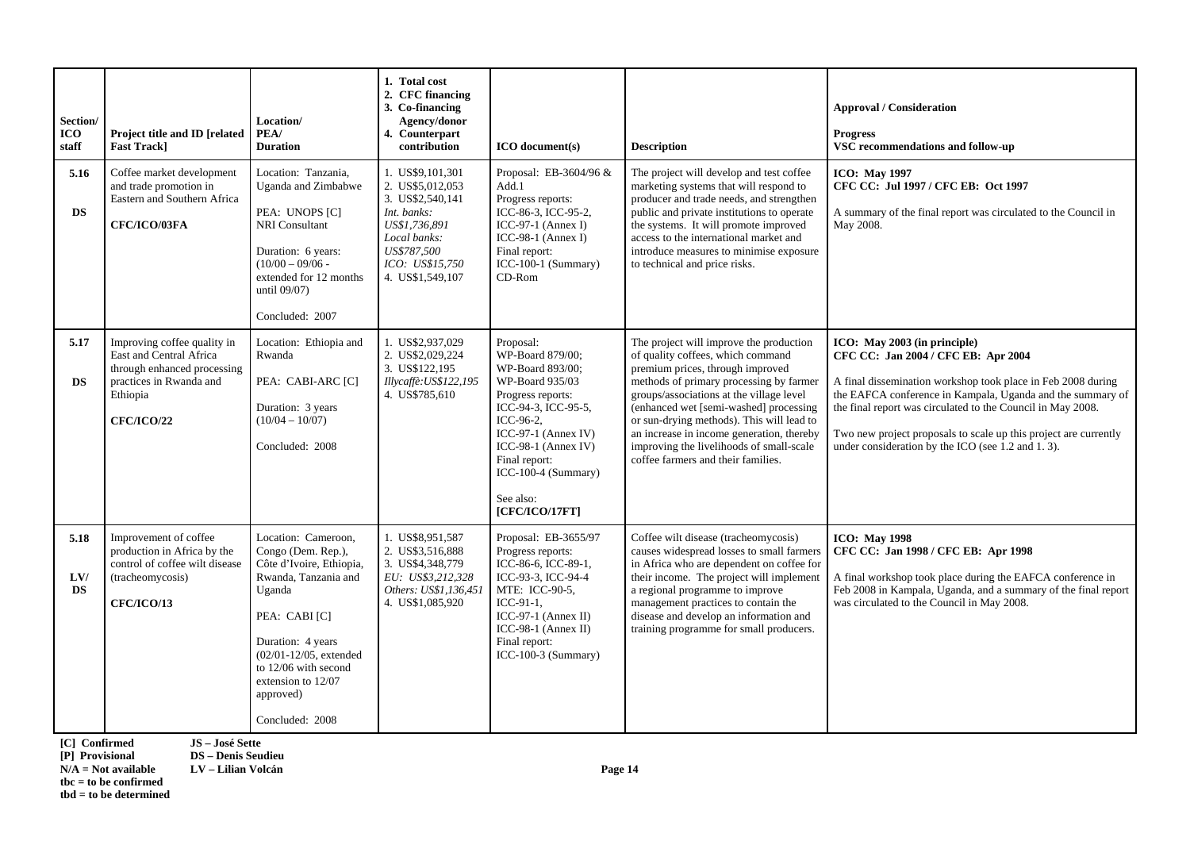| Section/ ICO staff | Project title and ID [related Fast Track] | Location/ PEA/ Duration | 1. Total cost 2. CFC financing 3. Co-financing Agency/donor 4. Counterpart contribution | ICO document(s) | Description | Approval / Consideration Progress VSC recommendations and follow-up |
|---|---|---|---|---|---|---|
| **5.16** **DS** | Coffee market development and trade promotion in Eastern and Southern Africa **CFC/ICO/03FA** | Location: Tanzania, Uganda and Zimbabwe PEA: UNOPS [C] NRI Consultant Duration: 6 years: (10/00 – 09/06 - extended for 12 months until 09/07) Concluded: 2007 | 1. US$9,101,301 2. US$5,012,053 3. US$2,540,141 *Int. banks: US$1,736,891* *Local banks: US$787,500* *ICO: US$15,750* 4. US$1,549,107 | Proposal: EB-3604/96 & Add.1 Progress reports: ICC-86-3, ICC-95-2, ICC-97-1 (Annex I) ICC-98-1 (Annex I) Final report: ICC-100-1 (Summary) CD-Rom | The project will develop and test coffee marketing systems that will respond to producer and trade needs, and strengthen public and private institutions to operate the systems. It will promote improved access to the international market and introduce measures to minimise exposure to technical and price risks. | **ICO: May 1997** **CFC CC: Jul 1997 / CFC EB: Oct 1997** A summary of the final report was circulated to the Council in May 2008. |
| **5.17** **DS** | Improving coffee quality in East and Central Africa through enhanced processing practices in Rwanda and Ethiopia **CFC/ICO/22** | Location: Ethiopia and Rwanda PEA: CABI-ARC [C] Duration: 3 years (10/04 – 10/07) Concluded: 2008 | 1. US$2,937,029 2. US$2,029,224 3. US$122,195 *Illycaffè:US$122,195* 4. US$785,610 | Proposal: WP-Board 879/00; WP-Board 893/00; WP-Board 935/03 Progress reports: ICC-94-3, ICC-95-5, ICC-96-2, ICC-97-1 (Annex IV) ICC-98-1 (Annex IV) Final report: ICC-100-4 (Summary) See also: **[CFC/ICO/17FT]** | The project will improve the production of quality coffees, which command premium prices, through improved methods of primary processing by farmer groups/associations at the village level (enhanced wet [semi-washed] processing or sun-drying methods). This will lead to an increase in income generation, thereby improving the livelihoods of small-scale coffee farmers and their families. | **ICO: May 2003 (in principle)** **CFC CC: Jan 2004 / CFC EB: Apr 2004** A final dissemination workshop took place in Feb 2008 during the EAFCA conference in Kampala, Uganda and the summary of the final report was circulated to the Council in May 2008. Two new project proposals to scale up this project are currently under consideration by the ICO (see 1.2 and 1. 3). |
| **5.18** **LV/ DS** | Improvement of coffee production in Africa by the control of coffee wilt disease (tracheomycosis) **CFC/ICO/13** | Location: Cameroon, Congo (Dem. Rep.), Côte d'Ivoire, Ethiopia, Rwanda, Tanzania and Uganda PEA: CABI [C] Duration: 4 years (02/01-12/05, extended to 12/06 with second extension to 12/07 approved) Concluded: 2008 | 1. US$8,951,587 2. US$3,516,888 3. US$4,348,779 *EU: US$3,212,328* *Others: US$1,136,451* 4. US$1,085,920 | Proposal: EB-3655/97 Progress reports: ICC-86-6, ICC-89-1, ICC-93-3, ICC-94-4 MTE: ICC-90-5, ICC-91-1, ICC-97-1 (Annex II) ICC-98-1 (Annex II) Final report: ICC-100-3 (Summary) | Coffee wilt disease (tracheomycosis) causes widespread losses to small farmers in Africa who are dependent on coffee for their income. The project will implement a regional programme to improve management practices to contain the disease and develop an information and training programme for small producers. | **ICO: May 1998** **CFC CC: Jan 1998 / CFC EB: Apr 1998** A final workshop took place during the EAFCA conference in Feb 2008 in Kampala, Uganda, and a summary of the final report was circulated to the Council in May 2008. |

**[C] Confirmed**
**[P] Provisional**
**N/A = Not available**
**tbc = to be confirmed**
**tbd = to be determined**

**JS – José Sette**
**DS – Denis Seudieu**
**LV – Lilian Volcán**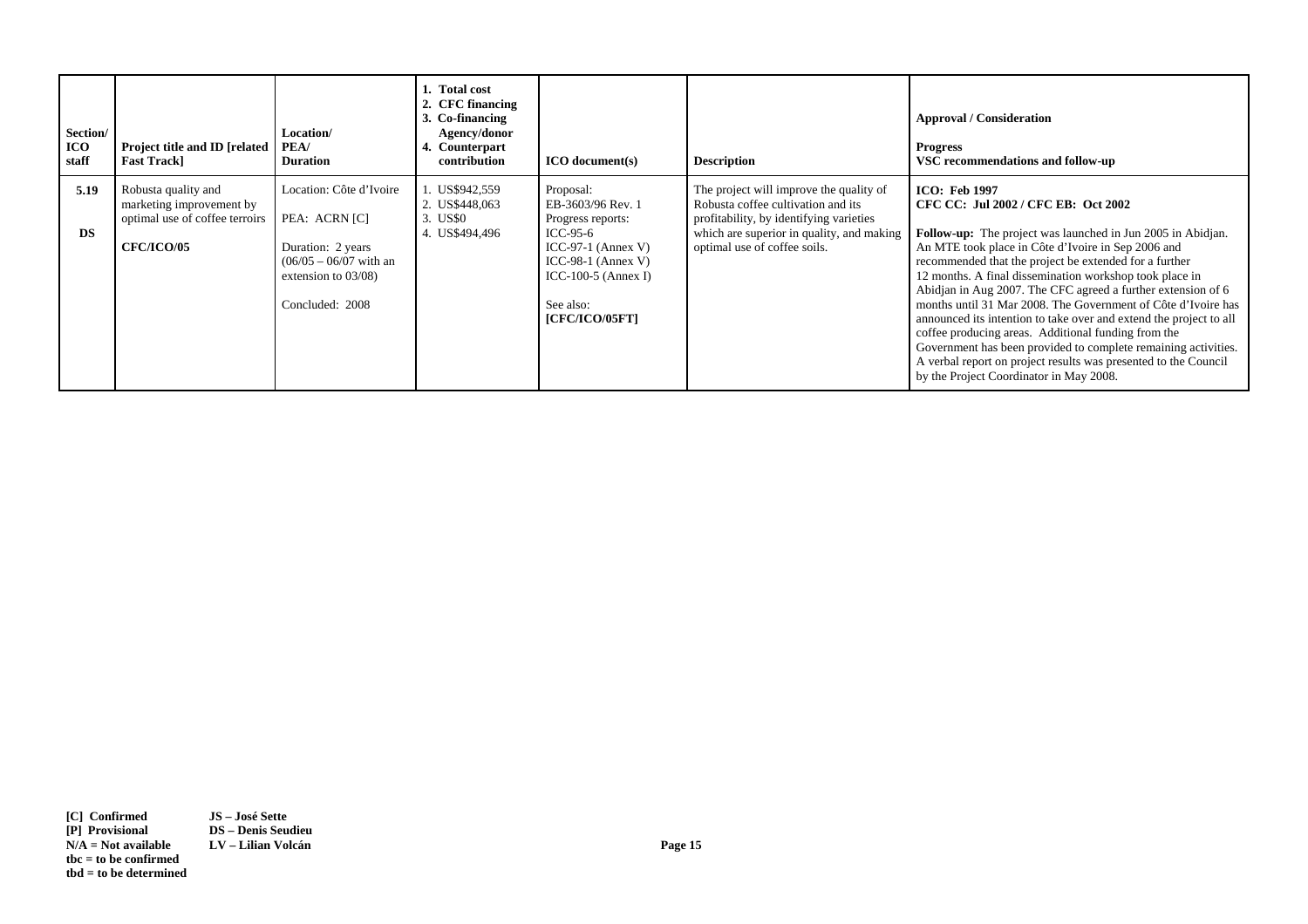| Section/ ICO staff | Project title and ID [related Fast Track] | Location/ PEA/ Duration | 1. Total cost 2. CFC financing 3. Co-financing Agency/donor 4. Counterpart contribution | ICO document(s) | Description | Approval / Consideration Progress VSC recommendations and follow-up |
|---|---|---|---|---|---|---|
| **5.19** **DS** | Robusta quality and marketing improvement by optimal use of coffee terroirs **CFC/ICO/05** | Location: Côte d'Ivoire PEA: ACRN [C] Duration: 2 years (06/05 – 06/07 with an extension to 03/08) Concluded: 2008 | 1. US$942,559 2. US$448,063 3. US$0 4. US$494,496 | Proposal: EB-3603/96 Rev. 1 Progress reports: ICC-95-6 ICC-97-1 (Annex V) ICC-98-1 (Annex V) ICC-100-5 (Annex I) See also: **[CFC/ICO/05FT]** | The project will improve the quality of Robusta coffee cultivation and its profitability, by identifying varieties which are superior in quality, and making optimal use of coffee soils. | **ICO: Feb 1997** **CFC CC: Jul 2002 / CFC EB: Oct 2002** **Follow-up:** The project was launched in Jun 2005 in Abidjan. An MTE took place in Côte d'Ivoire in Sep 2006 and recommended that the project be extended for a further 12 months. A final dissemination workshop took place in Abidjan in Aug 2007. The CFC agreed a further extension of 6 months until 31 Mar 2008. The Government of Côte d'Ivoire has announced its intention to take over and extend the project to all coffee producing areas. Additional funding from the Government has been provided to complete remaining activities. A verbal report on project results was presented to the Council by the Project Coordinator in May 2008. |

**[C] Confirmed**
**[P] Provisional**
**N/A = Not available**
**tbc = to be confirmed**
**tbd = to be determined**

**JS – José Sette**
**DS – Denis Seudieu**
**LV – Lilian Volcán**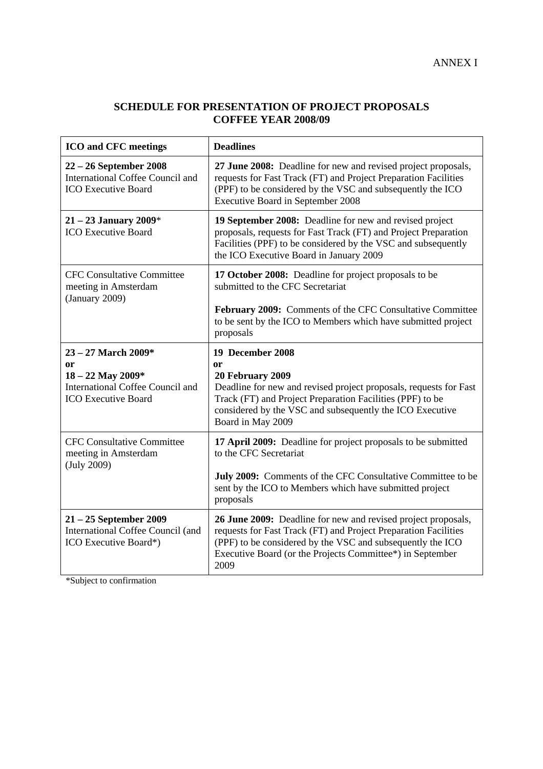ANNEX I

## SCHEDULE FOR PRESENTATION OF PROJECT PROPOSALS COFFEE YEAR 2008/09

| ICO and CFC meetings | Deadlines |
|---|---|
| **22 – 26 September 2008** International Coffee Council and ICO Executive Board | **27 June 2008:** Deadline for new and revised project proposals, requests for Fast Track (FT) and Project Preparation Facilities (PPF) to be considered by the VSC and subsequently the ICO Executive Board in September 2008 |
| **21 – 23 January 2009*** ICO Executive Board | **19 September 2008:** Deadline for new and revised project proposals, requests for Fast Track (FT) and Project Preparation Facilities (PPF) to be considered by the VSC and subsequently the ICO Executive Board in January 2009 |
| CFC Consultative Committee meeting in Amsterdam (January 2009) | **17 October 2008:** Deadline for project proposals to be submitted to the CFC Secretariat<br><br>**February 2009:** Comments of the CFC Consultative Committee to be sent by the ICO to Members which have submitted project proposals |
| **23 – 27 March 2009*** **or** **18 – 22 May 2009*** International Coffee Council and ICO Executive Board | **19 December 2008** **or** **20 February 2009** Deadline for new and revised project proposals, requests for Fast Track (FT) and Project Preparation Facilities (PPF) to be considered by the VSC and subsequently the ICO Executive Board in May 2009 |
| CFC Consultative Committee meeting in Amsterdam (July 2009) | **17 April 2009:** Deadline for project proposals to be submitted to the CFC Secretariat<br><br>**July 2009:** Comments of the CFC Consultative Committee to be sent by the ICO to Members which have submitted project proposals |
| **21 – 25 September 2009** International Coffee Council (and ICO Executive Board*) | **26 June 2009:** Deadline for new and revised project proposals, requests for Fast Track (FT) and Project Preparation Facilities (PPF) to be considered by the VSC and subsequently the ICO Executive Board (or the Projects Committee*) in September 2009 |

*Subject to confirmation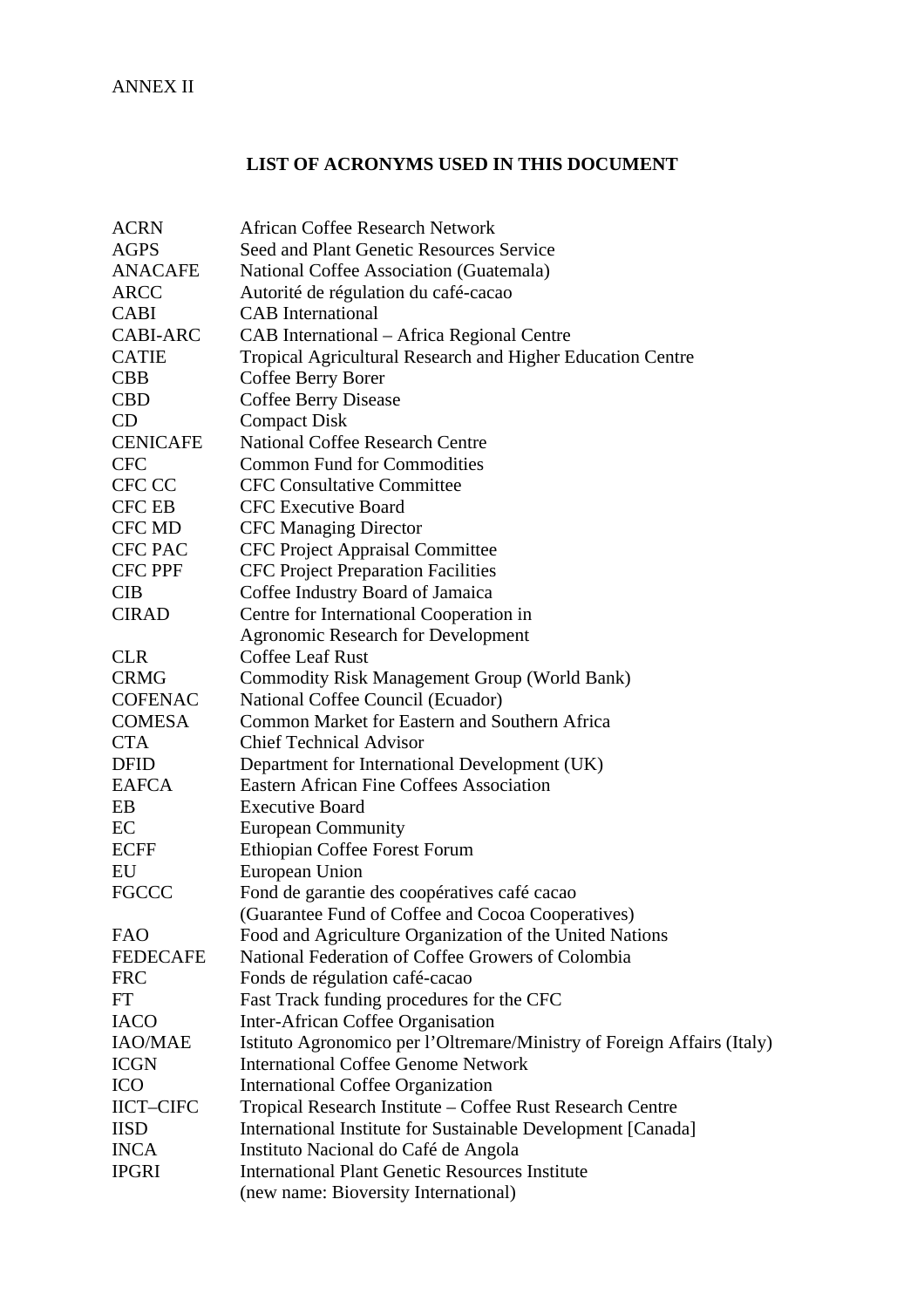ANNEX II

## LIST OF ACRONYMS USED IN THIS DOCUMENT

| | |
|---|---|
| ACRN | African Coffee Research Network |
| AGPS | Seed and Plant Genetic Resources Service |
| ANACAFE | National Coffee Association (Guatemala) |
| ARCC | Autorité de régulation du café-cacao |
| CABI | CAB International |
| CABI-ARC | CAB International – Africa Regional Centre |
| CATIE | Tropical Agricultural Research and Higher Education Centre |
| CBB | Coffee Berry Borer |
| CBD | Coffee Berry Disease |
| CD | Compact Disk |
| CENICAFE | National Coffee Research Centre |
| CFC | Common Fund for Commodities |
| CFC CC | CFC Consultative Committee |
| CFC EB | CFC Executive Board |
| CFC MD | CFC Managing Director |
| CFC PAC | CFC Project Appraisal Committee |
| CFC PPF | CFC Project Preparation Facilities |
| CIB | Coffee Industry Board of Jamaica |
| CIRAD | Centre for International Cooperation in Agronomic Research for Development |
| CLR | Coffee Leaf Rust |
| CRMG | Commodity Risk Management Group (World Bank) |
| COFENAC | National Coffee Council (Ecuador) |
| COMESA | Common Market for Eastern and Southern Africa |
| CTA | Chief Technical Advisor |
| DFID | Department for International Development (UK) |
| EAFCA | Eastern African Fine Coffees Association |
| EB | Executive Board |
| EC | European Community |
| ECFF | Ethiopian Coffee Forest Forum |
| EU | European Union |
| FGCCC | Fond de garantie des coopératives café cacao (Guarantee Fund of Coffee and Cocoa Cooperatives) |
| FAO | Food and Agriculture Organization of the United Nations |
| FEDECAFE | National Federation of Coffee Growers of Colombia |
| FRC | Fonds de régulation café-cacao |
| FT | Fast Track funding procedures for the CFC |
| IACO | Inter-African Coffee Organisation |
| IAO/MAE | Istituto Agronomico per l'Oltremare/Ministry of Foreign Affairs (Italy) |
| ICGN | International Coffee Genome Network |
| ICO | International Coffee Organization |
| IICT–CIFC | Tropical Research Institute – Coffee Rust Research Centre |
| IISD | International Institute for Sustainable Development [Canada] |
| INCA | Instituto Nacional do Café de Angola |
| IPGRI | International Plant Genetic Resources Institute (new name: Bioversity International) |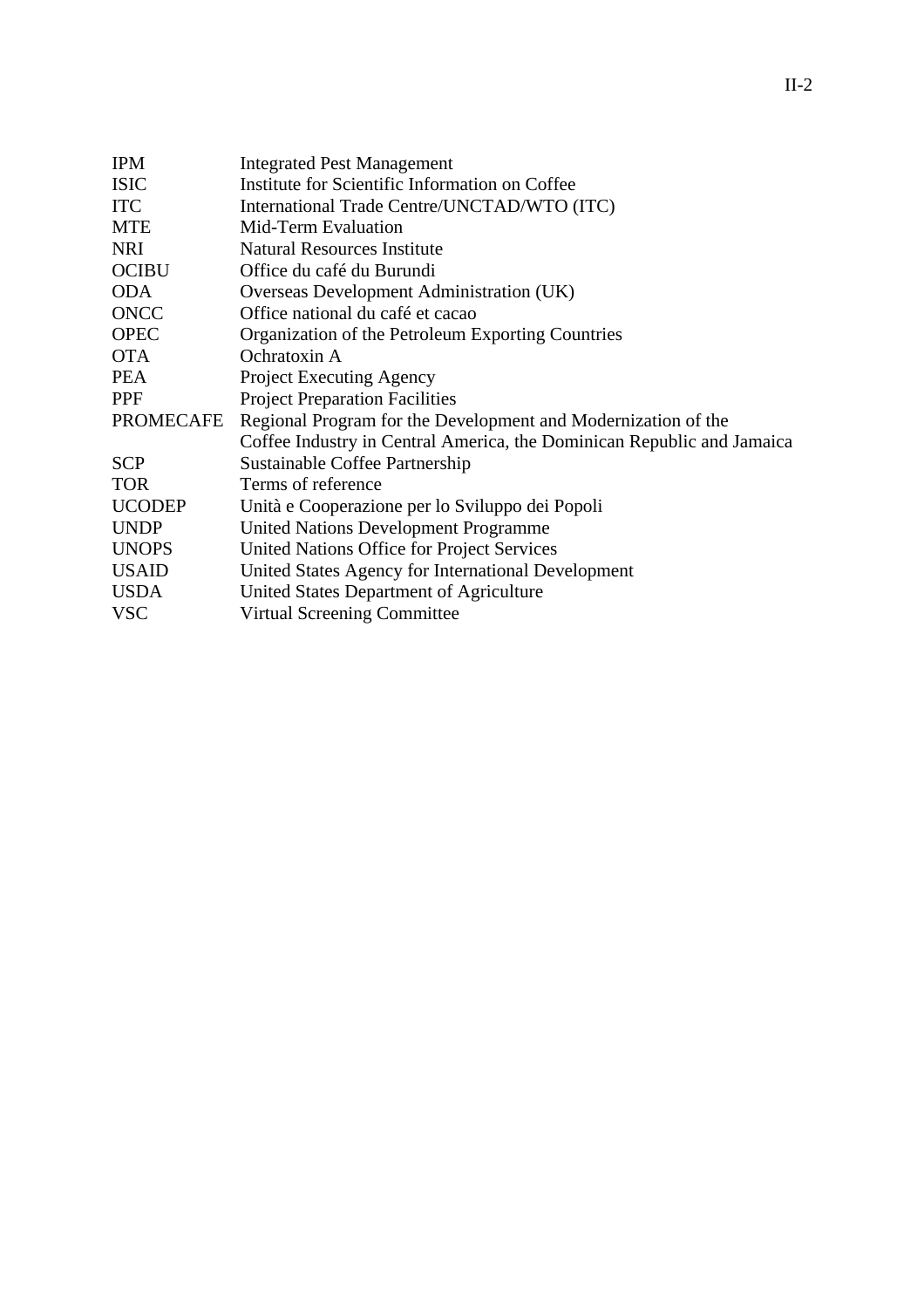| | |
|---|---|
| IPM | Integrated Pest Management |
| ISIC | Institute for Scientific Information on Coffee |
| ITC | International Trade Centre/UNCTAD/WTO (ITC) |
| MTE | Mid-Term Evaluation |
| NRI | Natural Resources Institute |
| OCIBU | Office du café du Burundi |
| ODA | Overseas Development Administration (UK) |
| ONCC | Office national du café et cacao |
| OPEC | Organization of the Petroleum Exporting Countries |
| OTA | Ochratoxin A |
| PEA | Project Executing Agency |
| PPF | Project Preparation Facilities |
| PROMECAFE | Regional Program for the Development and Modernization of the Coffee Industry in Central America, the Dominican Republic and Jamaica |
| SCP | Sustainable Coffee Partnership |
| TOR | Terms of reference |
| UCODEP | Unità e Cooperazione per lo Sviluppo dei Popoli |
| UNDP | United Nations Development Programme |
| UNOPS | United Nations Office for Project Services |
| USAID | United States Agency for International Development |
| USDA | United States Department of Agriculture |
| VSC | Virtual Screening Committee |